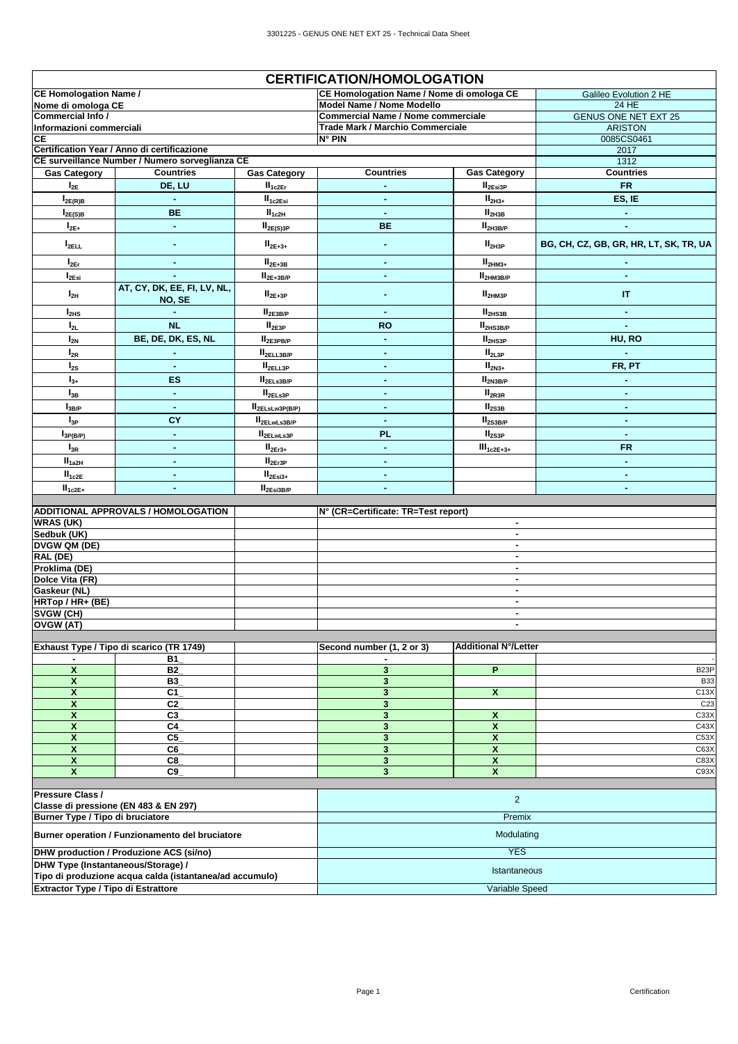# CERTIFICATION/HOMOLOGATION

| | | | | |
|---|---|---|---|---|
| CE Homologation Name / Nome di omologa CE | | CE Homologation Name / Nome di omologa CE | | Galileo Evolution 2 HE |
| | | Model Name / Nome Modello | | 24 HE |
| Commercial Info / Informazioni commerciali | | Commercial Name / Nome commerciale | | GENUS ONE NET EXT 25 |
| | | Trade Mark / Marchio Commerciale | | ARISTON |
| CE | | N° PIN | | 0085CS0461 |
| Certification Year / Anno di certificazione | | | | 2017 |
| CE surveillance Number / Numero sorveglianza CE | | | | 1312 |

| Gas Category | Countries | Gas Category | Countries | Gas Category | Countries |
|---|---|---|---|---|---|
| $I_{2E}$ | DE, LU | $II_{1c2Er}$ | - | $II_{2Esi3P}$ | FR |
| $I_{2E(R)B}$ | - | $II_{1c2Esi}$ | - | $II_{2H3+}$ | ES, IE |
| $I_{2E(S)B}$ | BE | $II_{1c2H}$ | - | $II_{2H3B}$ | - |
| $I_{2E+}$ | - | $II_{2E(S)3P}$ | BE | $II_{2H3B/P}$ | - |
| $I_{2ELL}$ | - | $II_{2E+3+}$ | - | $II_{2H3P}$ | BG, CH, CZ, GB, GR, HR, LT, SK, TR, UA |
| $I_{2Er}$ | - | $II_{2E+3B}$ | - | $II_{2HM3+}$ | - |
| $I_{2Esi}$ | - | $II_{2E+3B/P}$ | - | $II_{2HM3B/P}$ | - |
| $I_{2H}$ | AT, CY, DK, EE, FI, LV, NL, NO, SE | $II_{2E+3P}$ | - | $II_{2HM3P}$ | IT |
| $I_{2HS}$ | - | $II_{2E3B/P}$ | - | $II_{2HS3B}$ | - |
| $I_{2L}$ | NL | $II_{2E3P}$ | RO | $II_{2HS3B/P}$ | - |
| $I_{2N}$ | BE, DE, DK, ES, NL | $II_{2E3PB/P}$ | - | $II_{2HS3P}$ | HU, RO |
| $I_{2R}$ | - | $II_{2ELL3B/P}$ | - | $II_{2L3P}$ | - |
| $I_{2S}$ | - | $II_{2ELL3P}$ | - | $II_{2N3+}$ | FR, PT |
| $I_{3+}$ | ES | $II_{2ELs3B/P}$ | - | $II_{2N3B/P}$ | - |
| $I_{3B}$ | - | $II_{2ELs3P}$ | - | $II_{2R3R}$ | - |
| $I_{3B/P}$ | - | $II_{2ELsLw3P(B/P)}$ | - | $II_{2S3B}$ | - |
| $I_{3P}$ | CY | $II_{2ELwLs3B/P}$ | - | $II_{2S3B/P}$ | - |
| $I_{3P(B/P)}$ | - | $II_{2ELwLs3P}$ | PL | $II_{2S3P}$ | - |
| $I_{3R}$ | - | $II_{2Er3+}$ | - | $III_{1c2E+3+}$ | FR |
| $II_{1a2H}$ | - | $II_{2Er3P}$ | - | | - |
| $II_{1c2E}$ | - | $II_{2Esi3+}$ | - | | - |
| $II_{1c2E+}$ | - | $II_{2Esi3B/P}$ | - | | - |

| ADDITIONAL APPROVALS / HOMOLOGATION | N° (CR=Certificate: TR=Test report) |
|---|---|
| WRAS (UK) | - |
| Sedbuk (UK) | - |
| DVGW QM (DE) | - |
| RAL (DE) | - |
| Proklima (DE) | - |
| Dolce Vita (FR) | - |
| Gaskeur (NL) | - |
| HRTop / HR+ (BE) | - |
| SVGW (CH) | - |
| OVGW (AT) | - |

| Exhaust Type / Tipo di scarico (TR 1749) | | | Second number (1, 2 or 3) | Additional N°/Letter | |
|---|---|---|---|---|---|
| - | B1_ | | - | | - |
| X | B2_ | | 3 | P | B23P |
| X | B3_ | | 3 | | B33 |
| X | C1_ | | 3 | X | C13X |
| X | C2_ | | 3 | | C23 |
| X | C3_ | | 3 | X | C33X |
| X | C4_ | | 3 | X | C43X |
| X | C5_ | | 3 | X | C53X |
| X | C6_ | | 3 | X | C63X |
| X | C8_ | | 3 | X | C83X |
| X | C9_ | | 3 | X | C93X |

| | |
|---|---|
| Pressure Class / Classe di pressione (EN 483 & EN 297) | 2 |
| Burner Type / Tipo di bruciatore | Premix |
| Burner operation / Funzionamento del bruciatore | Modulating |
| DHW production / Produzione ACS (si/no) | YES |
| DHW Type (Instantaneous/Storage) / Tipo di produzione acqua calda (istantanea/ad accumulo) | Istantaneous |
| Extractor Type / Tipo di Estrattore | Variable Speed |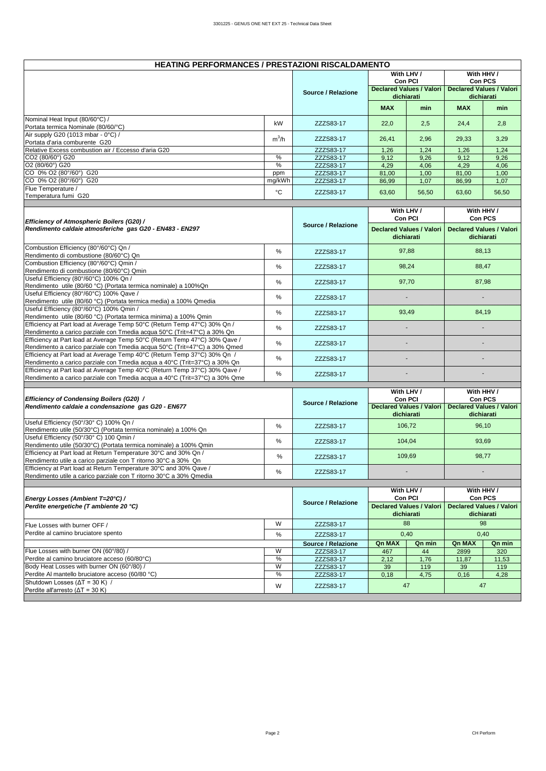## HEATING PERFORMANCES / PRESTAZIONI RISCALDAMENTO

| | | Source / Relazione | With LHV / Con PCI — Declared Values / Valori dichiarati | | With HHV / Con PCS — Declared Values / Valori dichiarati | |
|---|---|---|---|---|---|---|
| | | | **MAX** | **min** | **MAX** | **min** |
| Nominal Heat Input (80/60°C) / Portata termica Nominale (80/60/°C) | kW | ZZZS83-17 | 22,0 | 2,5 | 24,4 | 2,8 |
| Air supply G20 (1013 mbar - 0°C) / Portata d'aria comburente G20 | $m^3/h$ | ZZZS83-17 | 26,41 | 2,96 | 29,33 | 3,29 |
| Relative Excess combustion air / Eccesso d'aria G20 | | ZZZS83-17 | 1,26 | 1,24 | 1,26 | 1,24 |
| $CO_2$ (80/60°) G20 | % | ZZZS83-17 | 9,12 | 9,26 | 9,12 | 9,26 |
| $O_2$ (80/60°) G20 | % | ZZZS83-17 | 4,29 | 4,06 | 4,29 | 4,06 |
| CO 0% $O_2$ (80°/60°) G20 | ppm | ZZZS83-17 | 81,00 | 1,00 | 81,00 | 1,00 |
| CO 0% $O_2$ (80°/60°) G20 | mg/kWh | ZZZS83-17 | 86,99 | 1,07 | 86,99 | 1,07 |
| Flue Temperature / Temperatura fumi G20 | °C | ZZZS83-17 | 63,60 | 56,50 | 63,60 | 56,50 |

| ***Efficiency of Atmospheric Boilers (G20) / Rendimento caldaie atmosferiche gas G20 - EN483 - EN297*** | | Source / Relazione | With LHV / Con PCI — Declared Values / Valori dichiarati | With HHV / Con PCS — Declared Values / Valori dichiarati |
|---|---|---|---|---|
| Combustion Efficiency (80°/60°C) Qn / Rendimento di combustione (80/60°C) Qn | % | ZZZS83-17 | 97,88 | 88,13 |
| Combustion Efficiency (80°/60°C) Qmin / Rendimento di combustione (80/60°C) Qmin | % | ZZZS83-17 | 98,24 | 88,47 |
| Useful Efficiency (80°/60°C) 100% Qn / Rendimento utile (80/60 °C) (Portata termica nominale) a 100%Qn | % | ZZZS83-17 | 97,70 | 87,98 |
| Useful Efficiency (80°/60°C) 100% Qave / Rendimento utile (80/60 °C) (Portata termica media) a 100% Qmedia | % | ZZZS83-17 | - | - |
| Useful Efficiency (80°/60°C) 100% Qmin / Rendimento utile (80/60 °C) (Portata termica minima) a 100% Qmin | % | ZZZS83-17 | 93,49 | 84,19 |
| Efficiency at Part load at Average Temp 50°C (Return Temp 47°C) 30% Qn / Rendimento a carico parziale con Tmedia acqua 50°C (Trit=47°C) a 30% Qn | % | ZZZS83-17 | - | - |
| Efficiency at Part load at Average Temp 50°C (Return Temp 47°C) 30% Qave / Rendimento a carico parziale con Tmedia acqua 50°C (Trit=47°C) a 30% Qmed | % | ZZZS83-17 | - | - |
| Efficiency at Part load at Average Temp 40°C (Return Temp 37°C) 30% Qn / Rendimento a carico parziale con Tmedia acqua a 40°C (Trit=37°C) a 30% Qn | % | ZZZS83-17 | - | - |
| Efficiency at Part load at Average Temp 40°C (Return Temp 37°C) 30% Qave / Rendimento a carico parziale con Tmedia acqua a 40°C (Trit=37°C) a 30% Qme | % | ZZZS83-17 | - | - |

| ***Efficiency of Condensing Boilers (G20) / Rendimento caldaie a condensazione gas G20 - EN677*** | | Source / Relazione | With LHV / Con PCI — Declared Values / Valori dichiarati | With HHV / Con PCS — Declared Values / Valori dichiarati |
|---|---|---|---|---|
| Useful Efficiency (50°/30° C) 100% Qn / Rendimento utile (50/30°C) (Portata termica nominale) a 100% Qn | % | ZZZS83-17 | 106,72 | 96,10 |
| Useful Efficiency (50°/30° C) 100 Qmin / Rendimento utile (50/30°C) (Portata termica nominale) a 100% Qmin | % | ZZZS83-17 | 104,04 | 93,69 |
| Efficiency at Part load at Return Temperature 30°C and 30% Qn / Rendimento utile a carico parziale con T ritorno 30°C a 30% Qn | % | ZZZS83-17 | 109,69 | 98,77 |
| Efficiency at Part load at Return Temperature 30°C and 30% Qave / Rendimento utile a carico parziale con T ritorno 30°C a 30% Qmedia | % | ZZZS83-17 | - | - |

| ***Energy Losses (Ambient T=20°C) / Perdite energetiche (T ambiente 20 °C)*** | | Source / Relazione | With LHV / Con PCI — Declared Values / Valori dichiarati | | With HHV / Con PCS — Declared Values / Valori dichiarati | |
|---|---|---|---|---|---|---|
| Flue Losses with burner OFF / Perdite al camino bruciatore spento | W | ZZZS83-17 | 88 | | 98 | |
| | % | ZZZS83-17 | 0,40 | | 0,40 | |
| | | **Source / Relazione** | **Qn MAX** | **Qn min** | **Qn MAX** | **Qn min** |
| Flue Losses with burner ON (60°/80) / Perdite al camino bruciatore acceso (60/80°C) | W | ZZZS83-17 | 467 | 44 | 2899 | 320 |
| | % | ZZZS83-17 | 2,12 | 1,76 | 11,87 | 11,53 |
| Body Heat Losses with burner ON (60°/80) / Perdite Al mantello bruciatore acceso (60/80 °C) | W | ZZZS83-17 | 39 | 119 | 39 | 119 |
| | % | ZZZS83-17 | 0,18 | 4,75 | 0,16 | 4,28 |
| Shutdown Losses (ΔT = 30 K) / Perdite all'arresto (ΔT = 30 K) | W | ZZZS83-17 | 47 | | 47 | |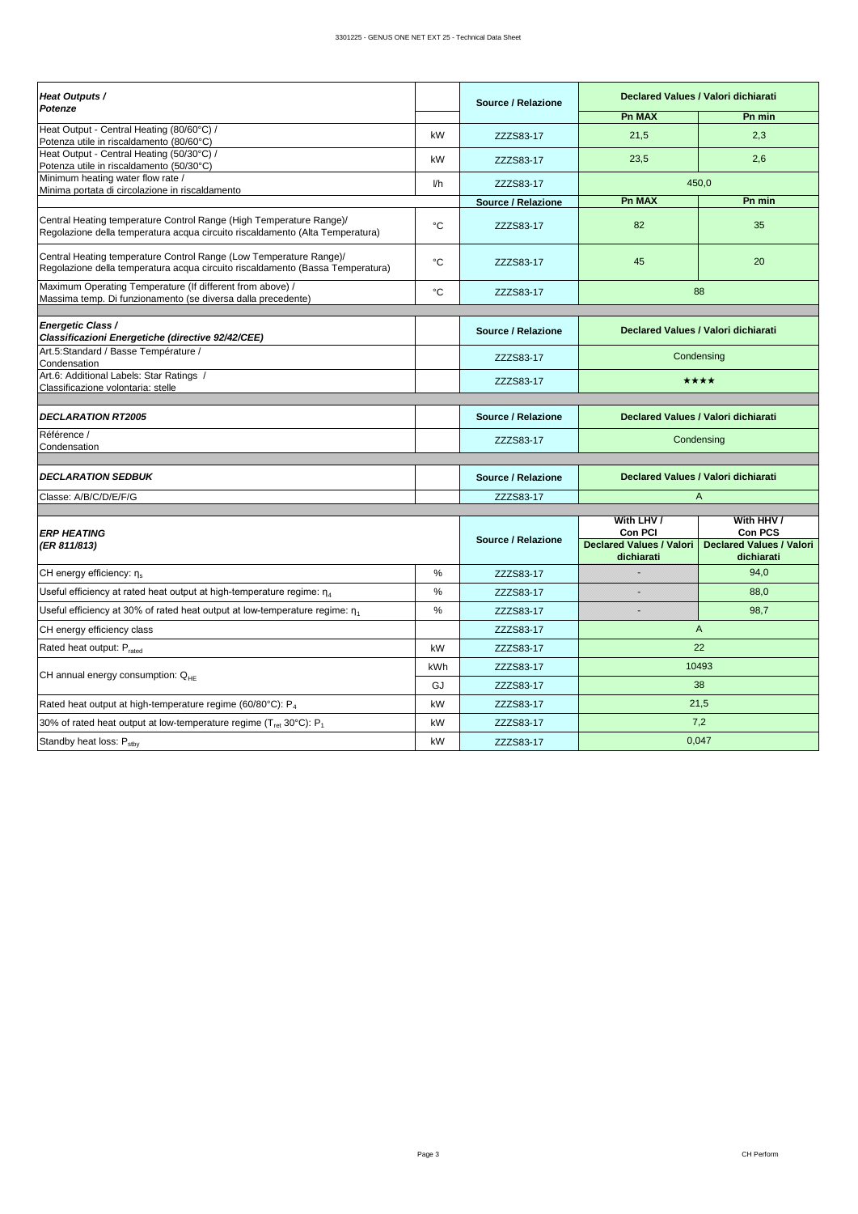| ***Heat Outputs / Potenze*** | | **Source / Relazione** | **Declared Values / Valori dichiarati** | |
|---|---|---|---|---|
| | | | **Pn MAX** | **Pn min** |
| Heat Output - Central Heating (80/60°C) / Potenza utile in riscaldamento (80/60°C) | kW | ZZZS83-17 | 21,5 | 2,3 |
| Heat Output - Central Heating (50/30°C) / Potenza utile in riscaldamento (50/30°C) | kW | ZZZS83-17 | 23,5 | 2,6 |
| Minimum heating water flow rate / Minima portata di circolazione in riscaldamento | l/h | ZZZS83-17 | 450,0 | |
| | | **Source / Relazione** | **Pn MAX** | **Pn min** |
| Central Heating temperature Control Range (High Temperature Range)/ Regolazione della temperatura acqua circuito riscaldamento (Alta Temperatura) | °C | ZZZS83-17 | 82 | 35 |
| Central Heating temperature Control Range (Low Temperature Range)/ Regolazione della temperatura acqua circuito riscaldamento (Bassa Temperatura) | °C | ZZZS83-17 | 45 | 20 |
| Maximum Operating Temperature (If different from above) / Massima temp. Di funzionamento (se diversa dalla precedente) | °C | ZZZS83-17 | 88 | |

| ***Energetic Class / Classificazioni Energetiche (directive 92/42/CEE)*** | | **Source / Relazione** | **Declared Values / Valori dichiarati** |
|---|---|---|---|
| Art.5:Standard / Basse Température / Condensation | | ZZZS83-17 | Condensing |
| Art.6: Additional Labels: Star Ratings / Classificazione volontaria: stelle | | ZZZS83-17 | ★★★★ |

| ***DECLARATION RT2005*** | | **Source / Relazione** | **Declared Values / Valori dichiarati** |
|---|---|---|---|
| Référence / Condensation | | ZZZS83-17 | Condensing |

| ***DECLARATION SEDBUK*** | | **Source / Relazione** | **Declared Values / Valori dichiarati** |
|---|---|---|---|
| Classe: A/B/C/D/E/F/G | | ZZZS83-17 | A |

| ***ERP HEATING (ER 811/813)*** | | **Source / Relazione** | **With LHV / Con PCI** **Declared Values / Valori dichiarati** | **With HHV / Con PCS** **Declared Values / Valori dichiarati** |
|---|---|---|---|---|
| CH energy efficiency: $\eta_s$ | % | ZZZS83-17 | - | 94,0 |
| Useful efficiency at rated heat output at high-temperature regime: $\eta_4$ | % | ZZZS83-17 | - | 88,0 |
| Useful efficiency at 30% of rated heat output at low-temperature regime: $\eta_1$ | % | ZZZS83-17 | - | 98,7 |
| CH energy efficiency class | | ZZZS83-17 | A | |
| Rated heat output: $P_{rated}$ | kW | ZZZS83-17 | 22 | |
| CH annual energy consumption: $Q_{HE}$ | kWh | ZZZS83-17 | 10493 | |
| | GJ | ZZZS83-17 | 38 | |
| Rated heat output at high-temperature regime (60/80°C): $P_4$ | kW | ZZZS83-17 | 21,5 | |
| 30% of rated heat output at low-temperature regime ($T_{ret}$ 30°C): $P_1$ | kW | ZZZS83-17 | 7,2 | |
| Standby heat loss: $P_{stby}$ | kW | ZZZS83-17 | 0,047 | |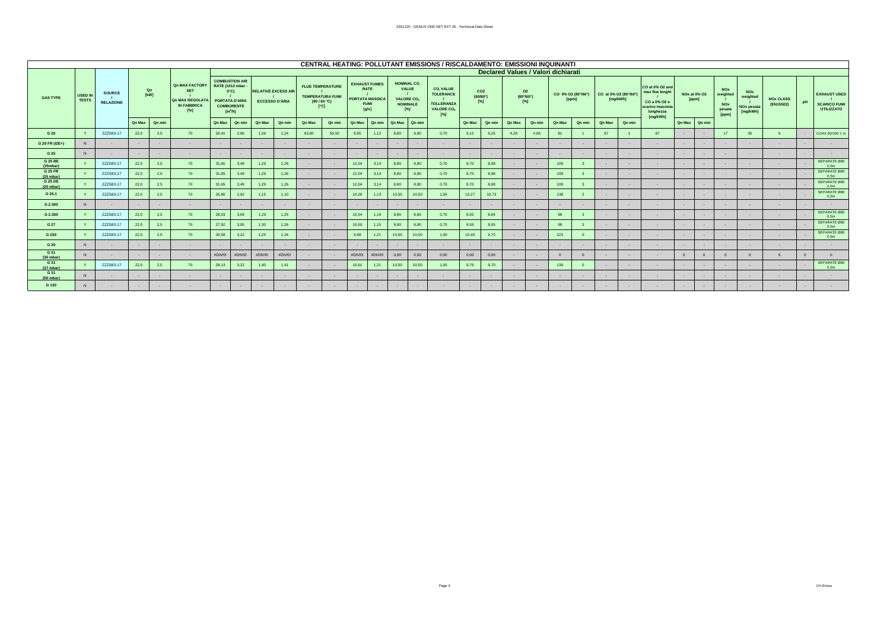## CENTRAL HEATING: POLLUTANT EMISSIONS / RISCALDAMENTO: EMISSIONI INQUINANTI

### Declared Values / Valori dichiarati

| GAS TYPE | USED IN TESTS | SOURCE / RELAZIONE | Qn [kW] | | Qn MAX FACTORY SET / Qn MAX REGOLATA IN FABBRICA [%] | COMBUSTION AIR RATE (1013 mbar - 0°C) / PORTATA D'ARIA COMBURENTE [$m^3$/h] | | RELATIVE EXCESS AIR / ECCESSO D'ARIA | | FLUE TEMPERATURE / TEMPERATURA FUMI (80 / 60 °C) [°C] | | EXHAUST FUMES RATE / PORTATA MASSICA FUMI [g/s] | | NOMINAL $CO_2$ VALUE / VALORE $CO_2$ NOMINALE [%] | | $CO_2$ VALUE TOLERANCE / TOLLERANZA VALORE $CO_2$ [%] | CO2 (80/60°) [%] | | O2 (80°/60°) [%] | | CO 0% O2 (80°/60°) [ppm] | | CO at 0% O2 (80°/60°) [mg/kWh] | | CO at 0% O2 and max flue lenght / CO a 0% O2 e scarico massima lunghezza [mg/kWh] | NOx at 0% O2 [ppm] | | NOx weighted / NOx pesata [ppm] | NOx weighted / NOx pesata [mg/kWh] | NOx CLASS (EN15502) | pH | EXHAUST USED / SCARICO FUMI UTILIZZATO |
|---|---|---|---|---|---|---|---|---|---|---|---|---|---|---|---|---|---|---|---|---|---|---|---|---|---|---|---|---|---|---|---|---|---|
| | | | Qn Max | Qn min | | Qn Max | Qn min | Qn Max | Qn min | Qn Max | Qn min | Qn Max | Qn min | Qn Max | Qn min | | Qn Max | Qn min | Qn Max | Qn min | Qn Max | Qn min | Qn Max | Qn min | | Qn Max | Qn min | | | | | |
| G 20 | Y | ZZZS83-17 | 22,0 | 2,5 | 70 | 26,41 | 2,96 | 1,26 | 1,24 | 63,60 | 56,50 | 9,95 | 1,12 | 8,80 | 8,80 | 0,70 | 9,12 | 9,26 | 4,29 | 4,06 | 81 | 1 | 87 | 1 | 87 | - | - | 17 | 30 | 6 | - | COAX 60/100 1 m |
| G 20 FR (I2E+) | N | - | - | - | - | - | - | - | - | - | - | - | - | - | - | - | - | - | - | - | - | - | - | - | - | - | - | - | - | - | - | - |
| G 25 | N | - | - | - | - | - | - | - | - | - | - | - | - | - | - | - | - | - | - | - | - | - | - | - | - | - | - | - | - | - | - | - |
| G 25 BE (25mbar) | Y | ZZZS83-17 | 22,0 | 2,5 | 70 | 31,65 | 3,49 | 1,29 | 1,26 | - | - | 12,04 | 3,14 | 8,80 | 8,80 | 0,70 | 8,70 | 8,98 | - | - | 109 | 3 | - | - | - | - | - | - | - | - | - | SEPARATE Ø80 0,5m |
| G 25 FR (25 mbar) | Y | ZZZS83-17 | 22,0 | 2,5 | 70 | 31,65 | 3,49 | 1,29 | 1,26 | - | - | 12,04 | 3,14 | 8,80 | 8,80 | 0,70 | 8,70 | 8,98 | - | - | 109 | 3 | - | - | - | - | - | - | - | - | - | SEPARATE Ø80 0,5m |
| G 25 DE (20 mbar) | Y | ZZZS83-17 | 22,0 | 2,5 | 70 | 31,65 | 3,49 | 1,29 | 1,26 | - | - | 12,04 | 3,14 | 8,80 | 8,80 | 0,70 | 8,70 | 8,98 | - | - | 109 | 3 | - | - | - | - | - | - | - | - | - | SEPARATE Ø80 0,5m |
| G 25.1 | Y | ZZZS83-17 | 22,0 | 2,5 | 70 | 26,80 | 2,92 | 1,15 | 1,10 | - | - | 10,29 | 1,13 | 10,50 | 10,50 | 1,00 | 10,27 | 10,73 | - | - | 138 | 2 | - | - | - | - | - | - | - | - | - | SEPARATE Ø80 0,5m |
| G 2.300 | N | - | - | - | - | - | - | - | - | - | - | - | - | - | - | - | - | - | - | - | - | - | - | - | - | - | - | - | - | - | - | - |
| G 2.350 | Y | ZZZS83-17 | 22,0 | 2,5 | 70 | 28,03 | 3,09 | 1,29 | 1,25 | - | - | 10,54 | 1,16 | 8,80 | 8,80 | 0,70 | 8,55 | 8,84 | - | - | 98 | 3 | - | - | - | - | - | - | - | - | - | SEPARATE Ø80 0,5m |
| G 27 | Y | ZZZS83-17 | 22,0 | 2,5 | 70 | 27,92 | 3,05 | 1,30 | 1,26 | - | - | 10,50 | 1,15 | 8,80 | 8,80 | 0,70 | 8,59 | 8,95 | - | - | 98 | 3 | - | - | - | - | - | - | - | - | - | SEPARATE Ø80 0,5m |
| G 230 | Y | ZZZS83-17 | 22,0 | 2,5 | 70 | 26,58 | 3,22 | 1,25 | 1,34 | - | - | 9,98 | 1,21 | 10,50 | 10,50 | 1,00 | 10,40 | 9,70 | - | - | 223 | 0 | - | - | - | - | - | - | - | - | - | SEPARATE Ø80 0,5m |
| G 30 | N | - | - | - | - | - | - | - | - | - | - | - | - | - | - | - | - | - | - | - | - | - | - | - | - | - | - | - | - | - | - | - |
| G 31 (30 mbar) | N | - | - | - | - | #DIV/0! | #DIV/0! | #DIV/0! | #DIV/0! | - | - | #DIV/0! | #DIV/0! | 0,00 | 0,00 | 0,00 | 0,00 | 0,00 | - | - | 0 | 0 | - | - | - | 0 | 0 | 0 | 0 | 6 | 0 | 0 |
| G 31 (37 mbar) | Y | ZZZS83-17 | 22,0 | 2,5 | 70 | 28,13 | 3,22 | 1,40 | 1,41 | - | - | 10,61 | 1,21 | 10,50 | 10,50 | 1,00 | 9,76 | 9,70 | - | - | 139 | 0 | - | - | - | - | - | - | - | - | - | SEPARATE Ø80 0,5m |
| G 31 (50 mbar) | N | - | - | - | - | - | - | - | - | - | - | - | - | - | - | - | - | - | - | - | - | - | - | - | - | - | - | - | - | - | - | - |
| G 130 | N | - | - | - | - | - | - | - | - | - | - | - | - | - | - | - | - | - | - | - | - | - | - | - | - | - | - | - | - | - | - | - |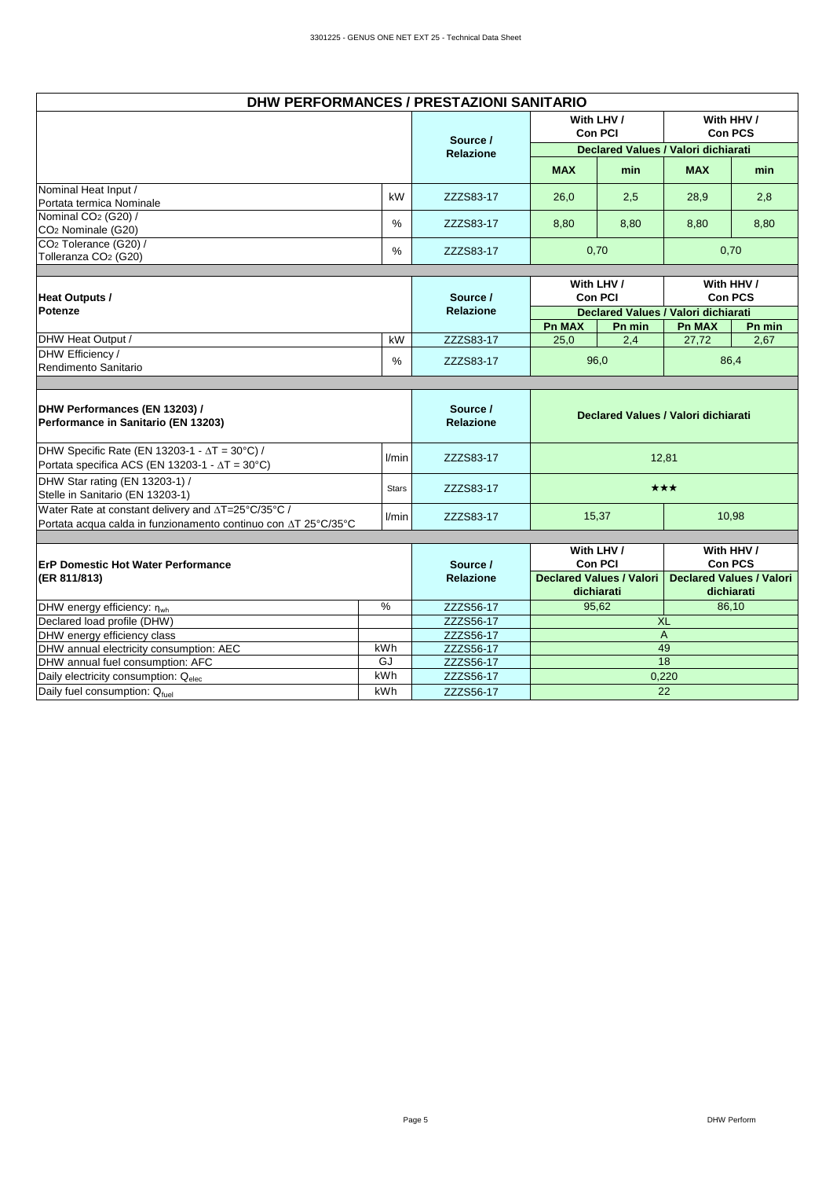## DHW PERFORMANCES / PRESTAZIONI SANITARIO

| | | Source / Relazione | With LHV / Con PCI | | With HHV / Con PCS | |
|---|---|---|---|---|---|---|
| | | | Declared Values / Valori dichiarati | | | |
| | | | **MAX** | **min** | **MAX** | **min** |
| Nominal Heat Input / Portata termica Nominale | kW | ZZZS83-17 | 26,0 | 2,5 | 28,9 | 2,8 |
| Nominal $CO_2$ (G20) / $CO_2$ Nominale (G20) | % | ZZZS83-17 | 8,80 | 8,80 | 8,80 | 8,80 |
| $CO_2$ Tolerance (G20) / Tolleranza $CO_2$ (G20) | % | ZZZS83-17 | 0,70 | | 0,70 | |

| **Heat Outputs / Potenze** | | Source / Relazione | With LHV / Con PCI | | With HHV / Con PCS | |
|---|---|---|---|---|---|---|
| | | | Declared Values / Valori dichiarati | | | |
| | | | **Pn MAX** | **Pn min** | **Pn MAX** | **Pn min** |
| DHW Heat Output / | kW | ZZZS83-17 | 25,0 | 2,4 | 27,72 | 2,67 |
| DHW Efficiency / Rendimento Sanitario | % | ZZZS83-17 | 96,0 | | 86,4 | |

| **DHW Performances (EN 13203) / Performance in Sanitario (EN 13203)** | | Source / Relazione | Declared Values / Valori dichiarati | |
|---|---|---|---|---|
| DHW Specific Rate (EN 13203-1 - $\Delta T$ = 30°C) / Portata specifica ACS (EN 13203-1 - $\Delta T$ = 30°C) | l/min | ZZZS83-17 | 12,81 | |
| DHW Star rating (EN 13203-1) / Stelle in Sanitario (EN 13203-1) | Stars | ZZZS83-17 | ★★★ | |
| Water Rate at constant delivery and $\Delta T$=25°C/35°C / Portata acqua calda in funzionamento continuo con $\Delta T$ 25°C/35°C | l/min | ZZZS83-17 | 15,37 | 10,98 |

| **ErP Domestic Hot Water Performance (ER 811/813)** | | Source / Relazione | With LHV / Con PCI | With HHV / Con PCS |
|---|---|---|---|---|
| | | | Declared Values / Valori dichiarati | Declared Values / Valori dichiarati |
| DHW energy efficiency: $\eta_{wh}$ | % | ZZZS56-17 | 95,62 | 86,10 |
| Declared load profile (DHW) | | ZZZS56-17 | XL | |
| DHW energy efficiency class | | ZZZS56-17 | A | |
| DHW annual electricity consumption: AEC | kWh | ZZZS56-17 | 49 | |
| DHW annual fuel consumption: AFC | GJ | ZZZS56-17 | 18 | |
| Daily electricity consumption: $Q_{elec}$ | kWh | ZZZS56-17 | 0,220 | |
| Daily fuel consumption: $Q_{fuel}$ | kWh | ZZZS56-17 | 22 | |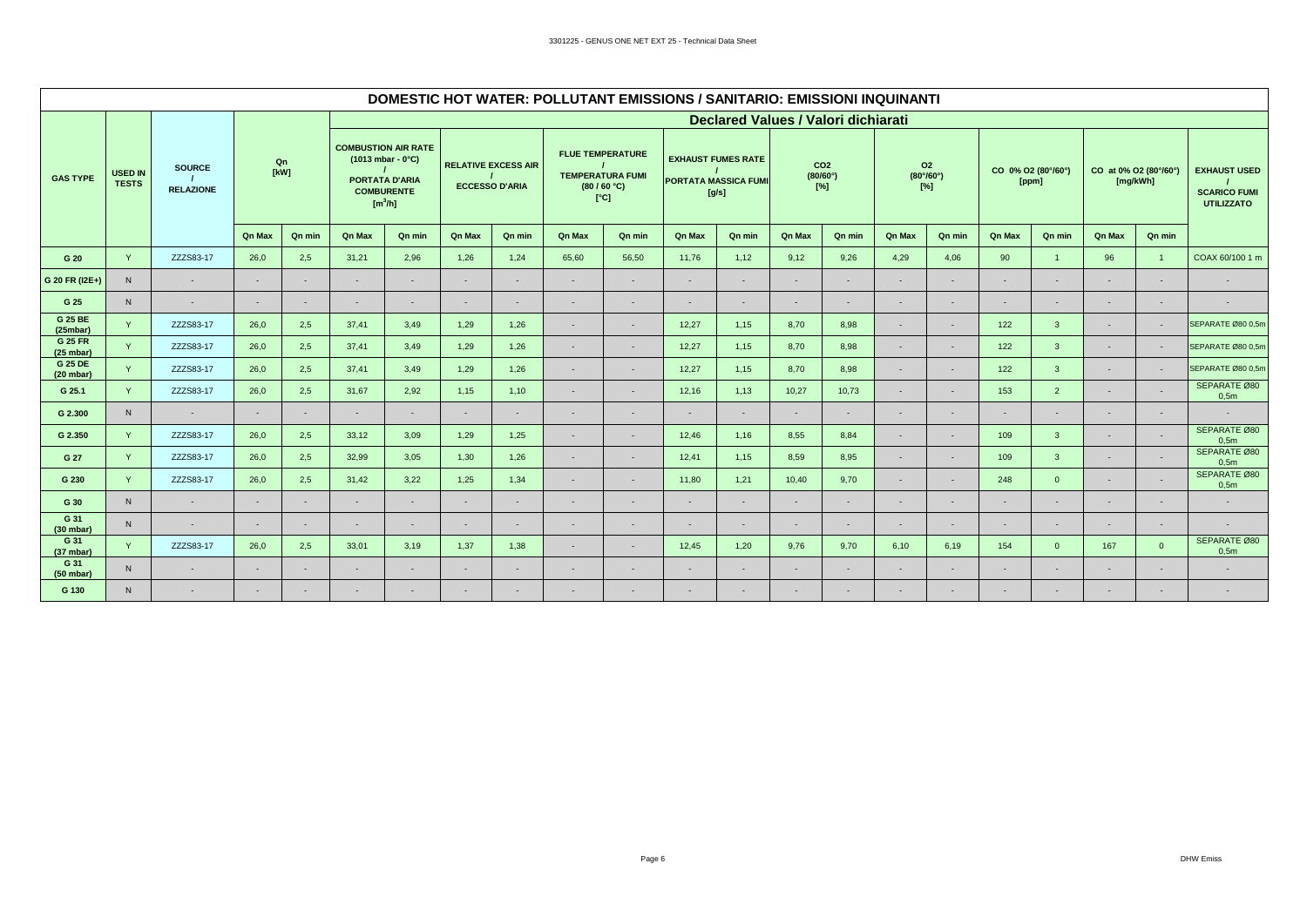# DOMESTIC HOT WATER: POLLUTANT EMISSIONS / SANITARIO: EMISSIONI INQUINANTI

| GAS TYPE | USED IN TESTS | SOURCE / RELAZIONE | Qn [kW] | | Declared Values / Valori dichiarati | | | | | | | | | | | | | | | | |
|---|---|---|---|---|---|---|---|---|---|---|---|---|---|---|---|---|---|---|---|---|---|
| | | | | | COMBUSTION AIR RATE (1013 mbar - 0°C) / PORTATA D'ARIA COMBURENTE [$m^3$/h] | | RELATIVE EXCESS AIR / ECCESSO D'ARIA | | FLUE TEMPERATURE / TEMPERATURA FUMI (80 / 60 °C) [°C] | | EXHAUST FUMES RATE / PORTATA MASSICA FUMI [g/s] | | $CO_2$ (80/60°) [%] | | $O_2$ (80°/60°) [%] | | CO 0% $O_2$ (80°/60°) [ppm] | | CO at 0% $O_2$ (80°/60°) [mg/kWh] | | EXHAUST USED / SCARICO FUMI UTILIZZATO |
| | | | Qn Max | Qn min | Qn Max | Qn min | Qn Max | Qn min | Qn Max | Qn min | Qn Max | Qn min | Qn Max | Qn min | Qn Max | Qn min | Qn Max | Qn min | Qn Max | Qn min | |
| G 20 | Y | ZZZS83-17 | 26,0 | 2,5 | 31,21 | 2,96 | 1,26 | 1,24 | 65,60 | 56,50 | 11,76 | 1,12 | 9,12 | 9,26 | 4,29 | 4,06 | 90 | 1 | 96 | 1 | COAX 60/100 1 m |
| G 20 FR (I2E+) | N | - | - | - | - | - | - | - | - | - | - | - | - | - | - | - | - | - | - | - | - |
| G 25 | N | - | - | - | - | - | - | - | - | - | - | - | - | - | - | - | - | - | - | - | - |
| G 25 BE (25mbar) | Y | ZZZS83-17 | 26,0 | 2,5 | 37,41 | 3,49 | 1,29 | 1,26 | - | - | 12,27 | 1,15 | 8,70 | 8,98 | - | - | 122 | 3 | - | - | SEPARATE Ø80 0,5m |
| G 25 FR (25 mbar) | Y | ZZZS83-17 | 26,0 | 2,5 | 37,41 | 3,49 | 1,29 | 1,26 | - | - | 12,27 | 1,15 | 8,70 | 8,98 | - | - | 122 | 3 | - | - | SEPARATE Ø80 0,5m |
| G 25 DE (20 mbar) | Y | ZZZS83-17 | 26,0 | 2,5 | 37,41 | 3,49 | 1,29 | 1,26 | - | - | 12,27 | 1,15 | 8,70 | 8,98 | - | - | 122 | 3 | - | - | SEPARATE Ø80 0,5m |
| G 25.1 | Y | ZZZS83-17 | 26,0 | 2,5 | 31,67 | 2,92 | 1,15 | 1,10 | - | - | 12,16 | 1,13 | 10,27 | 10,73 | - | - | 153 | 2 | - | - | SEPARATE Ø80 0,5m |
| G 2.300 | N | - | - | - | - | - | - | - | - | - | - | - | - | - | - | - | - | - | - | - | - |
| G 2.350 | Y | ZZZS83-17 | 26,0 | 2,5 | 33,12 | 3,09 | 1,29 | 1,25 | - | - | 12,46 | 1,16 | 8,55 | 8,84 | - | - | 109 | 3 | - | - | SEPARATE Ø80 0,5m |
| G 27 | Y | ZZZS83-17 | 26,0 | 2,5 | 32,99 | 3,05 | 1,30 | 1,26 | - | - | 12,41 | 1,15 | 8,59 | 8,95 | - | - | 109 | 3 | - | - | SEPARATE Ø80 0,5m |
| G 230 | Y | ZZZS83-17 | 26,0 | 2,5 | 31,42 | 3,22 | 1,25 | 1,34 | - | - | 11,80 | 1,21 | 10,40 | 9,70 | - | - | 248 | 0 | - | - | SEPARATE Ø80 0,5m |
| G 30 | N | - | - | - | - | - | - | - | - | - | - | - | - | - | - | - | - | - | - | - | - |
| G 31 (30 mbar) | N | - | - | - | - | - | - | - | - | - | - | - | - | - | - | - | - | - | - | - | - |
| G 31 (37 mbar) | Y | ZZZS83-17 | 26,0 | 2,5 | 33,01 | 3,19 | 1,37 | 1,38 | - | - | 12,45 | 1,20 | 9,76 | 9,70 | 6,10 | 6,19 | 154 | 0 | 167 | 0 | SEPARATE Ø80 0,5m |
| G 31 (50 mbar) | N | - | - | - | - | - | - | - | - | - | - | - | - | - | - | - | - | - | - | - | - |
| G 130 | N | - | - | - | - | - | - | - | - | - | - | - | - | - | - | - | - | - | - | - | - |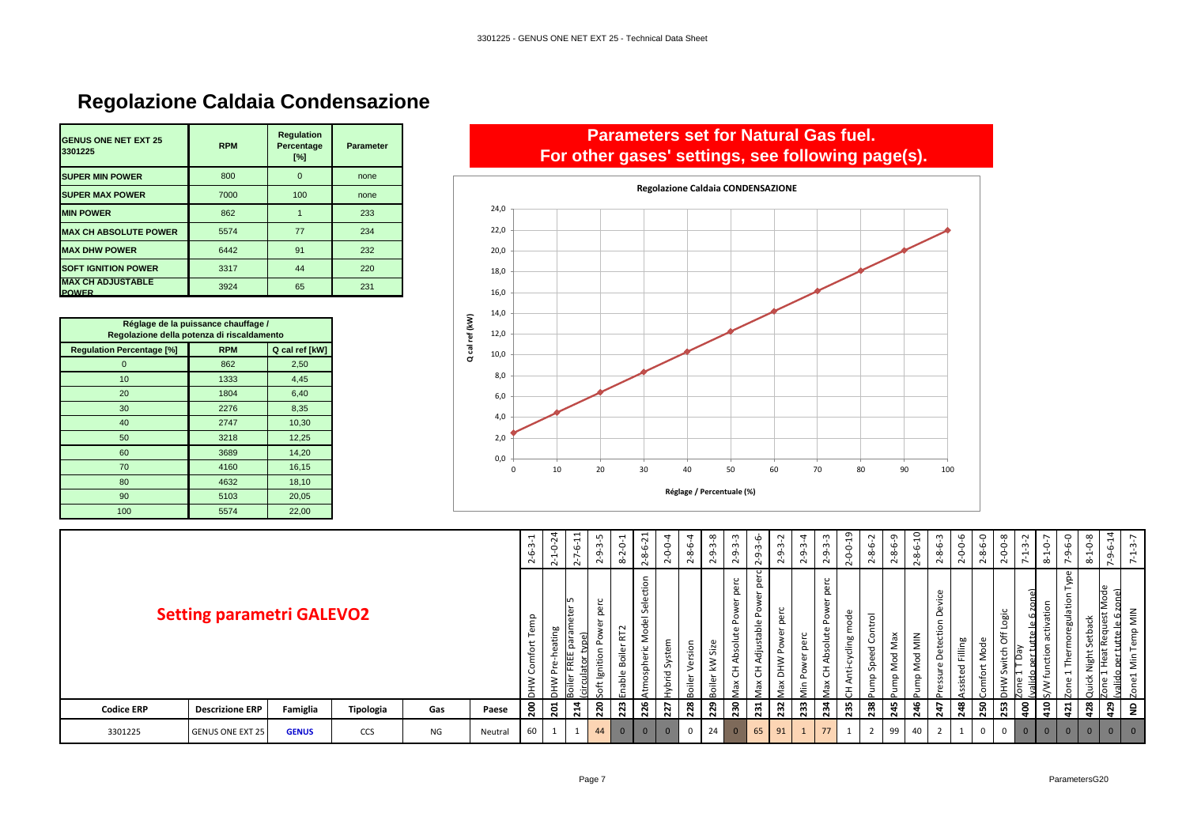# Regolazione Caldaia Condensazione

| GENUS ONE NET EXT 25 3301225 | RPM | Regulation Percentage [%] | Parameter |
|---|---|---|---|
| SUPER MIN POWER | 800 | 0 | none |
| SUPER MAX POWER | 7000 | 100 | none |
| MIN POWER | 862 | 1 | 233 |
| MAX CH ABSOLUTE POWER | 5574 | 77 | 234 |
| MAX DHW POWER | 6442 | 91 | 232 |
| SOFT IGNITION POWER | 3317 | 44 | 220 |
| MAX CH ADJUSTABLE POWER | 3924 | 65 | 231 |

| Réglage de la puissance chauffage / Regolazione della potenza di riscaldamento | | |
|---|---|---|
| Regulation Percentage [%] | RPM | Q cal ref [kW] |
| 0 | 862 | 2,50 |
| 10 | 1333 | 4,45 |
| 20 | 1804 | 6,40 |
| 30 | 2276 | 8,35 |
| 40 | 2747 | 10,30 |
| 50 | 3218 | 12,25 |
| 60 | 3689 | 14,20 |
| 70 | 4160 | 16,15 |
| 80 | 4632 | 18,10 |
| 90 | 5103 | 20,05 |
| 100 | 5574 | 22,00 |

**Parameters set for Natural Gas fuel.**
**For other gases' settings, see following page(s).**

**Regolazione Caldaia CONDENSAZIONE**

Q cal ref (kW) vs Réglage / Percentuale (%)

## Setting parametri GALEVO2

| | | | | | | 2-6-3-1 | 2-1-0-24 | 2-7-6-11 | 2-9-3-5 | 8-2-0-1 | 2-8-6-21 | 2-0-0-4 | 2-8-6-4 | 2-9-3-8 | 2-9-3-3 | 2-9-3-6- | 2-9-3-2 | 2-9-3-4 | 2-9-3-3 | 2-0-0-19 | 2-8-6-2 | 2-8-6-9 | 2-8-6-10 | 2-8-6-3 | 2-0-0-6 | 2-8-6-0 | 2-0-0-8 | 7-1-3-2 | 8-1-0-7 | 7-9-6-0 | 8-1-0-8 | 7-9-6-14 | 7-1-3-7 |
|---|---|---|---|---|---|---|---|---|---|---|---|---|---|---|---|---|---|---|---|---|---|---|---|---|---|---|---|---|---|---|---|---|---|
| | | | | | | DHW Comfort Temp | DHW Pre-heating | Boiler FREE parameter 5 (circulator type) | Soft Ignition Power perc | Enable Boiler RT2 | Atmospheric Model Selection | Hybrid System | Boiler Version | Boiler kW Size | Max CH Absolute Power perc | Max CH Adjustable Power perc | Max DHW Power perc | Min Power perc | Max CH Absolute Power perc | CH Anti-cycling mode | Pump Speed Control | Pump Mod Max | Pump Mod MIN | Pressure Detection Device | Assisted Filling | Comfort Mode | DHW Switch Off Logic | Zone 1 T Day (valido per tutte le 6 zone) | S/W function activation | Zone 1 Thermoregulation Type | Quick Night Setback | Zone 1 Heat Request Mode (valido per tutte le 6 zone) | Zone1 Min Temp MIN |
| **Codice ERP** | **Descrizione ERP** | **Famiglia** | **Tipologia** | **Gas** | **Paese** | **200** | **201** | **214** | **220** | **223** | **226** | **227** | **228** | **229** | **230** | **231** | **232** | **233** | **234** | **235** | **238** | **245** | **246** | **247** | **248** | **250** | **253** | **400** | **410** | **421** | **428** | **429** | **ND** |
| 3301225 | GENUS ONE EXT 25 | GENUS | CCS | NG | Neutral | 60 | 1 | 1 | 44 | 0 | 0 | 0 | 0 | 24 | 0 | 65 | 91 | 1 | 77 | 1 | 2 | 99 | 40 | 2 | 1 | 0 | 0 | 0 | 0 | 0 | 0 | 0 | 0 |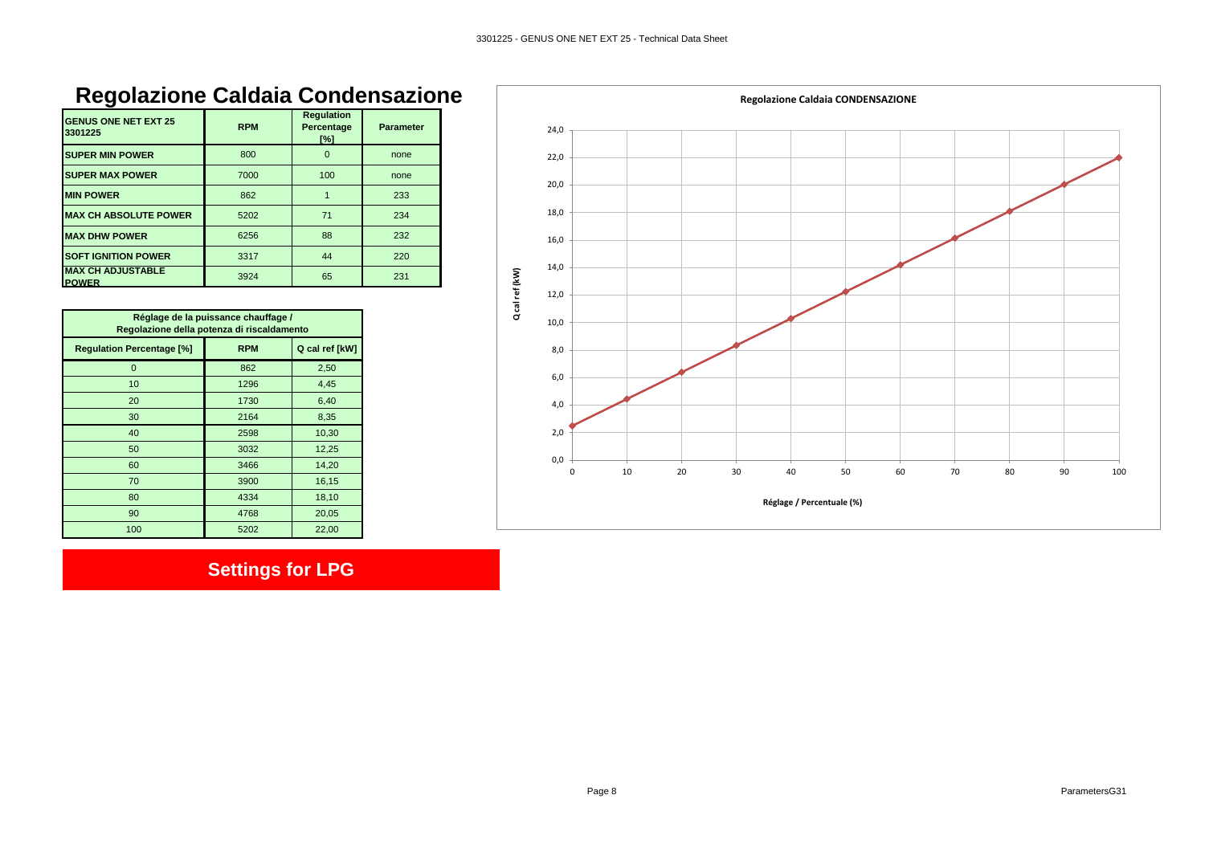# Regolazione Caldaia Condensazione

| GENUS ONE NET EXT 25 3301225 | RPM | Regulation Percentage [%] | Parameter |
|---|---|---|---|
| SUPER MIN POWER | 800 | 0 | none |
| SUPER MAX POWER | 7000 | 100 | none |
| MIN POWER | 862 | 1 | 233 |
| MAX CH ABSOLUTE POWER | 5202 | 71 | 234 |
| MAX DHW POWER | 6256 | 88 | 232 |
| SOFT IGNITION POWER | 3317 | 44 | 220 |
| MAX CH ADJUSTABLE POWER | 3924 | 65 | 231 |

| Réglage de la puissance chauffage / Regolazione della potenza di riscaldamento | | |
|---|---|---|
| **Regulation Percentage [%]** | **RPM** | **Q cal ref [kW]** |
| 0 | 862 | 2,50 |
| 10 | 1296 | 4,45 |
| 20 | 1730 | 6,40 |
| 30 | 2164 | 8,35 |
| 40 | 2598 | 10,30 |
| 50 | 3032 | 12,25 |
| 60 | 3466 | 14,20 |
| 70 | 3900 | 16,15 |
| 80 | 4334 | 18,10 |
| 90 | 4768 | 20,05 |
| 100 | 5202 | 22,00 |

**Regolazione Caldaia CONDENSAZIONE**

Q cal ref (kW)

Réglage / Percentuale (%)

## Settings for LPG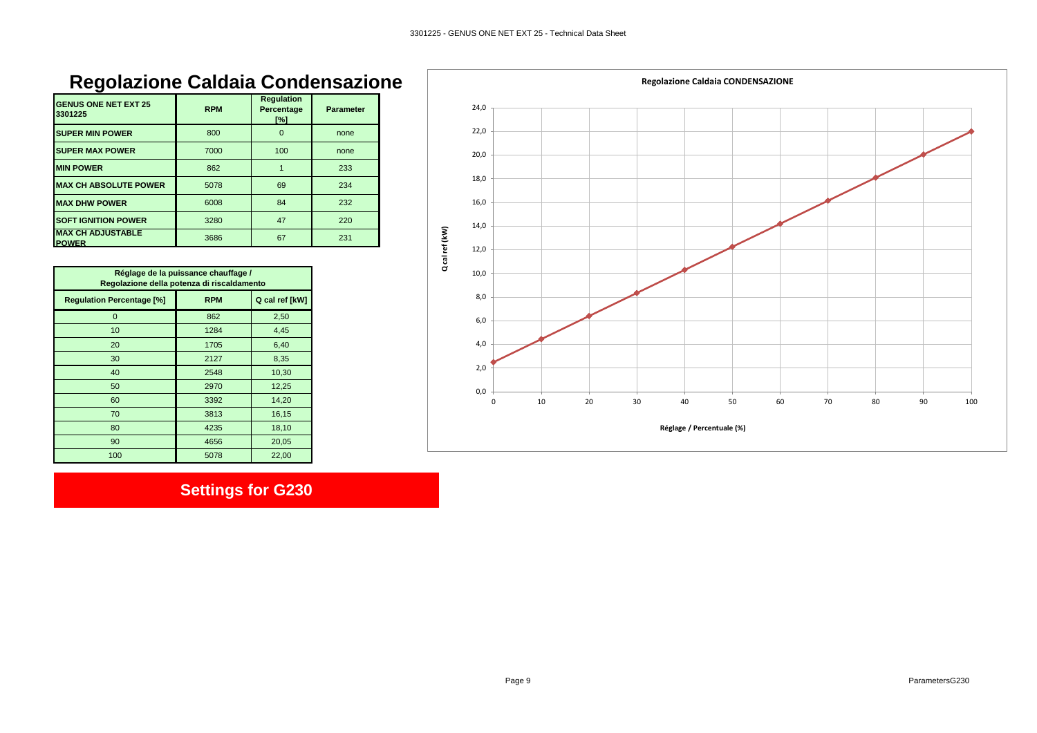# Regolazione Caldaia Condensazione

| GENUS ONE NET EXT 25 3301225 | RPM | Regulation Percentage [%] | Parameter |
|---|---|---|---|
| **SUPER MIN POWER** | 800 | 0 | none |
| **SUPER MAX POWER** | 7000 | 100 | none |
| **MIN POWER** | 862 | 1 | 233 |
| **MAX CH ABSOLUTE POWER** | 5078 | 69 | 234 |
| **MAX DHW POWER** | 6008 | 84 | 232 |
| **SOFT IGNITION POWER** | 3280 | 47 | 220 |
| **MAX CH ADJUSTABLE POWER** | 3686 | 67 | 231 |

| Réglage de la puissance chauffage / Regolazione della potenza di riscaldamento | | |
|---|---|---|
| **Regulation Percentage [%]** | **RPM** | **Q cal ref [kW]** |
| 0 | 862 | 2,50 |
| 10 | 1284 | 4,45 |
| 20 | 1705 | 6,40 |
| 30 | 2127 | 8,35 |
| 40 | 2548 | 10,30 |
| 50 | 2970 | 12,25 |
| 60 | 3392 | 14,20 |
| 70 | 3813 | 16,15 |
| 80 | 4235 | 18,10 |
| 90 | 4656 | 20,05 |
| 100 | 5078 | 22,00 |

**Regolazione Caldaia CONDENSAZIONE**

Q cal ref (kW)

Réglage / Percentuale (%)

## Settings for G230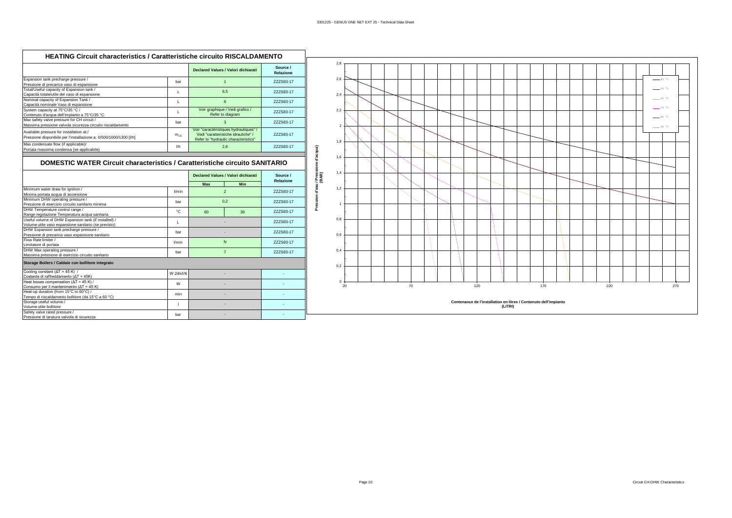## HEATING Circuit characteristics / Caratteristiche circuito RISCALDAMENTO

| | | Declared Values / Valori dichiarati | Source / Relazione |
|---|---|---|---|
| Expansion tank precharge pressure / Pressione di precarica vaso di espansione | bar | 1 | ZZZS83-17 |
| Total/Useful capacity of Expansion tank / Capacità totale/utile del vaso di espansione | L | 6,5 | ZZZS83-17 |
| Nominal capacity of Expansion Tank / Capacità nominale Vaso di espansione | L | 8 | ZZZS83-17 |
| System capacity at 75°C/35 °C / Contenuto d'acqua dell'impianto a 75°C/35 °C | L | Voir graphique / Vedi grafico / Refer to diagram | ZZZS83-17 |
| Max safety valve pressure for CH circuit / Massima pressione valvola sicurezza circuito riscaldamento | bar | 3 | ZZZS83-17 |
| Available pressure for installation at:/ Pressione disponibile per l'installazione a: 0/500/1000/1300 [l/h] | $m_{CE}$ | Voir "caractéristiques hydrauliques" / Vedi "caratteristiche idrauliche" / Refer to "hydraulic characteristics" | ZZZS83-17 |
| Max condensate flow (if applicable)/ Portata massima condensa (se applicabile) | l/h | 2,6 | ZZZS83-17 |

## DOMESTIC WATER Circuit characteristics / Caratteristiche circuito SANITARIO

| | | Declared Values / Valori dichiarati | | Source / Relazione |
|---|---|---|---|---|
| | | Max | Min | |
| Minimum water draw for ignition / Minima portata acqua di accensione | l/min | 2 | | ZZZS83-17 |
| Minimum DHW operating pressure / Pressione di esercizio circuito sanitario minima | bar | 0,2 | | ZZZS83-17 |
| DHW Temperature control range / Range regolazione Temperatura acqua sanitaria | °C | 60 | 36 | ZZZS83-17 |
| Useful volume of DHW Expansion tank (if installed) / Volume utile vaso espansione sanitario (se previsto) | L | - | | ZZZS83-17 |
| DHW Expansion tank precharge pressure / Pressione di precarica vaso espansione sanitario | bar | - | | ZZZS83-17 |
| Flow Rate limiter / Limitatore di portata | l/min | N | | ZZZS83-17 |
| DHW Max operating pressure / Massima pressione di esercizio circuito sanitario | bar | 7 | | ZZZS83-17 |

### Storage Boilers / Caldaie con bollitore integrato

| | | Declared Values / Valori dichiarati | Source / Relazione |
|---|---|---|---|
| Cooling constant (ΔT = 45 K) / Costante di raffreddamento (ΔT = 45K) | W·24h/l/K | - | - |
| Heat losses compensation (ΔT = 45 K) / Consumo per il mantenimento (ΔT = 45 K) | W | - | - |
| Heat-up duration (from 15°C to 60°C) / Tempo di riscaldamento bollitore (da 15°C a 60 °C) | min | - | - |
| Storage useful volume / Volume utile bollitore | l | - | - |
| Safety valve rated pressure / Pressione di taratura valvola di sicurezza | bar | - | - |

Pression d'eau / Pressione d'acqua (BAR)

Contenance de l'installation en litres / Contenuto dell'impianto (LITRI)

40 °C, 50 °C, 60 °C, 70 °C, 80 °C, 90 °C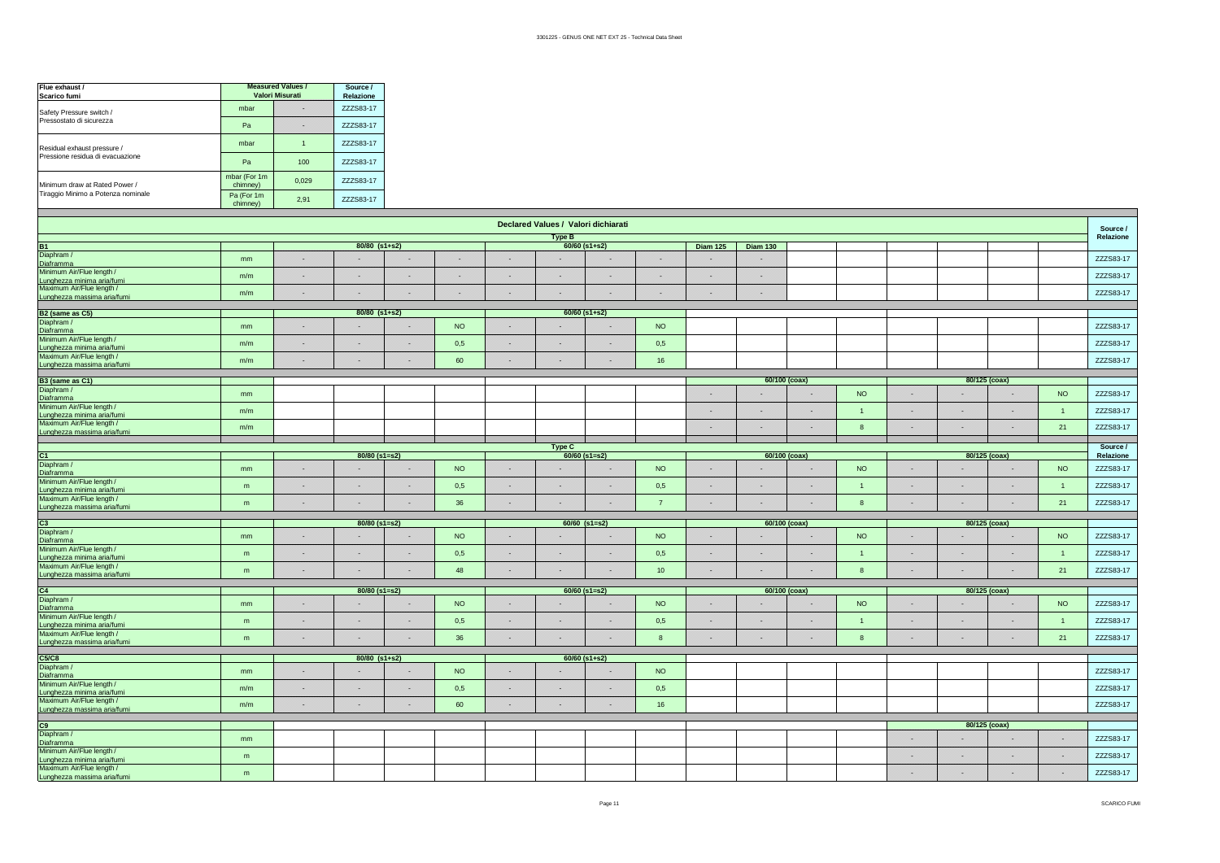| Flue exhaust / Scarico fumi | | Measured Values / Valori Misurati | Source / Relazione |
|---|---|---|---|
| Safety Pressure switch / Pressostato di sicurezza | mbar | - | ZZZS83-17 |
| | Pa | - | ZZZS83-17 |
| Residual exhaust pressure / Pressione residua di evacuazione | mbar | 1 | ZZZS83-17 |
| | Pa | 100 | ZZZS83-17 |
| Minimum draw at Rated Power / Tiraggio Minimo a Potenza nominale | mbar (For 1m chimney) | 0,029 | ZZZS83-17 |
| | Pa (For 1m chimney) | 2,91 | ZZZS83-17 |

**Declared Values / Valori dichiarati**

| | | | | | | | | | | | | | | | | | | Source / Relazione |
|---|---|---|---|---|---|---|---|---|---|---|---|---|---|---|---|---|---|---|
| | | **Type B** | | | | | | | | | | | | | | | | |
| **B1** | | 80/80 (s1+s2) | | | | 60/60 (s1+s2) | | | | Diam 125 | Diam 130 | | | | | | | |
| Diaphram / Diaframma | mm | - | - | - | - | - | - | - | - | - | - | | | | | | | ZZZS83-17 |
| Minimum Air/Flue length / Lunghezza minima aria/fumi | m/m | - | - | - | - | - | - | - | - | - | - | | | | | | | ZZZS83-17 |
| Maximum Air/Flue length / Lunghezza massima aria/fumi | m/m | - | - | - | - | - | - | - | - | - | - | | | | | | | ZZZS83-17 |
| **B2 (same as C5)** | | 80/80 (s1+s2) | | | | 60/60 (s1+s2) | | | | | | | | | | | | |
| Diaphram / Diaframma | mm | - | - | - | NO | - | - | - | NO | | | | | | | | | ZZZS83-17 |
| Minimum Air/Flue length / Lunghezza minima aria/fumi | m/m | - | - | - | 0,5 | - | - | - | 0,5 | | | | | | | | | ZZZS83-17 |
| Maximum Air/Flue length / Lunghezza massima aria/fumi | m/m | - | - | - | 60 | - | - | - | 16 | | | | | | | | | ZZZS83-17 |
| **B3 (same as C1)** | | | | | | | | | | 60/100 (coax) | | | | 80/125 (coax) | | | | |
| Diaphram / Diaframma | mm | | | | | | | | | - | - | - | NO | - | - | - | NO | ZZZS83-17 |
| Minimum Air/Flue length / Lunghezza minima aria/fumi | m/m | | | | | | | | | - | - | - | 1 | - | - | - | 1 | ZZZS83-17 |
| Maximum Air/Flue length / Lunghezza massima aria/fumi | m/m | | | | | | | | | - | - | - | 8 | - | - | - | 21 | ZZZS83-17 |
| | | **Type C** | | | | | | | | | | | | | | | | Source / Relazione |
| **C1** | | 80/80 (s1=s2) | | | | 60/60 (s1=s2) | | | | 60/100 (coax) | | | | 80/125 (coax) | | | | |
| Diaphram / Diaframma | mm | - | - | - | NO | - | - | - | NO | - | - | - | NO | - | - | - | NO | ZZZS83-17 |
| Minimum Air/Flue length / Lunghezza minima aria/fumi | m | - | - | - | 0,5 | - | - | - | 0,5 | - | - | - | 1 | - | - | - | 1 | ZZZS83-17 |
| Maximum Air/Flue length / Lunghezza massima aria/fumi | m | - | - | - | 36 | - | - | - | 7 | - | - | - | 8 | - | - | - | 21 | ZZZS83-17 |
| **C3** | | 80/80 (s1=s2) | | | | 60/60 (s1=s2) | | | | 60/100 (coax) | | | | 80/125 (coax) | | | | |
| Diaphram / Diaframma | mm | - | - | - | NO | - | - | - | NO | - | - | - | NO | - | - | - | NO | ZZZS83-17 |
| Minimum Air/Flue length / Lunghezza minima aria/fumi | m | - | - | - | 0,5 | - | - | - | 0,5 | - | - | - | 1 | - | - | - | 1 | ZZZS83-17 |
| Maximum Air/Flue length / Lunghezza massima aria/fumi | m | - | - | - | 48 | - | - | - | 10 | - | - | - | 8 | - | - | - | 21 | ZZZS83-17 |
| **C4** | | 80/80 (s1=s2) | | | | 60/60 (s1=s2) | | | | 60/100 (coax) | | | | 80/125 (coax) | | | | |
| Diaphram / Diaframma | mm | - | - | - | NO | - | - | - | NO | - | - | - | NO | - | - | - | NO | ZZZS83-17 |
| Minimum Air/Flue length / Lunghezza minima aria/fumi | m | - | - | - | 0,5 | - | - | - | 0,5 | - | - | - | 1 | - | - | - | 1 | ZZZS83-17 |
| Maximum Air/Flue length / Lunghezza massima aria/fumi | m | - | - | - | 36 | - | - | - | 8 | - | - | - | 8 | - | - | - | 21 | ZZZS83-17 |
| **C5/C8** | | 80/80 (s1+s2) | | | | 60/60 (s1+s2) | | | | | | | | | | | | |
| Diaphram / Diaframma | mm | - | - | - | NO | - | - | - | NO | | | | | | | | | ZZZS83-17 |
| Minimum Air/Flue length / Lunghezza minima aria/fumi | m/m | - | - | - | 0,5 | - | - | - | 0,5 | | | | | | | | | ZZZS83-17 |
| Maximum Air/Flue length / Lunghezza massima aria/fumi | m/m | - | - | - | 60 | - | - | - | 16 | | | | | | | | | ZZZS83-17 |
| **C9** | | | | | | | | | | | | | | 80/125 (coax) | | | | |
| Diaphram / Diaframma | mm | | | | | | | | | | | | | - | - | - | - | ZZZS83-17 |
| Minimum Air/Flue length / Lunghezza minima aria/fumi | m | | | | | | | | | | | | | - | - | - | - | ZZZS83-17 |
| Maximum Air/Flue length / Lunghezza massima aria/fumi | m | | | | | | | | | | | | | - | - | - | - | ZZZS83-17 |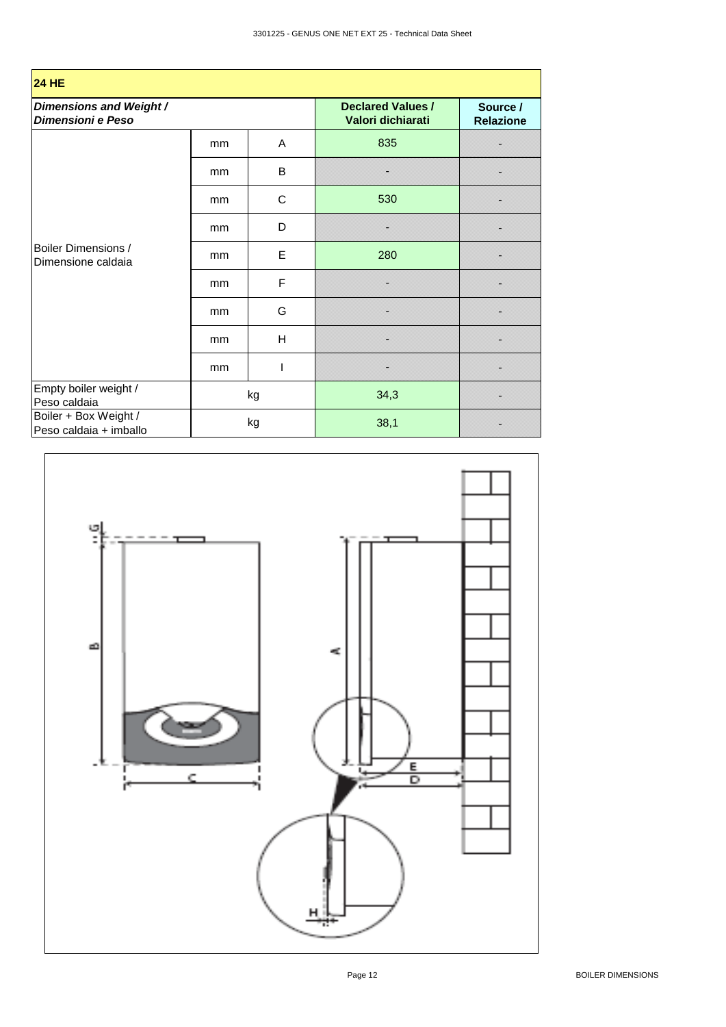## 24 HE

| *Dimensions and Weight / Dimensioni e Peso* | | | Declared Values / Valori dichiarati | Source / Relazione |
|---|---|---|---|---|
| Boiler Dimensions / Dimensione caldaia | mm | A | 835 | - |
| | mm | B | - | - |
| | mm | C | 530 | - |
| | mm | D | - | - |
| | mm | E | 280 | - |
| | mm | F | - | - |
| | mm | G | - | - |
| | mm | H | - | - |
| | mm | I | - | - |
| Empty boiler weight / Peso caldaia | kg | | 34,3 | - |
| Boiler + Box Weight / Peso caldaia + imballo | kg | | 38,1 | - |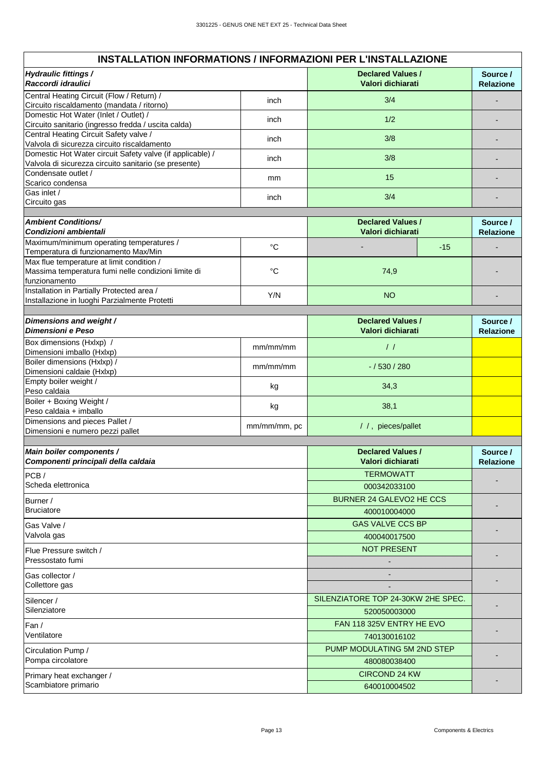## INSTALLATION INFORMATIONS / INFORMAZIONI PER L'INSTALLAZIONE

| ***Hydraulic fittings / Raccordi idraulici*** | | **Declared Values / Valori dichiarati** | | **Source / Relazione** |
|---|---|---|---|---|
| Central Heating Circuit (Flow / Return) / Circuito riscaldamento (mandata / ritorno) | inch | 3/4 | | - |
| Domestic Hot Water (Inlet / Outlet) / Circuito sanitario (ingresso fredda / uscita calda) | inch | 1/2 | | - |
| Central Heating Circuit Safety valve / Valvola di sicurezza circuito riscaldamento | inch | 3/8 | | - |
| Domestic Hot Water circuit Safety valve (if applicable) / Valvola di sicurezza circuito sanitario (se presente) | inch | 3/8 | | - |
| Condensate outlet / Scarico condensa | mm | 15 | | - |
| Gas inlet / Circuito gas | inch | 3/4 | | - |
| ***Ambient Conditions/ Condizioni ambientali*** | | **Declared Values / Valori dichiarati** | | **Source / Relazione** |
| Maximum/minimum operating temperatures / Temperatura di funzionamento Max/Min | °C | - | -15 | - |
| Max flue temperature at limit condition / Massima temperatura fumi nelle condizioni limite di funzionamento | °C | 74,9 | | - |
| Installation in Partially Protected area / Installazione in luoghi Parzialmente Protetti | Y/N | NO | | - |
| ***Dimensions and weight / Dimensioni e Peso*** | | **Declared Values / Valori dichiarati** | | **Source / Relazione** |
| Box dimensions (Hxlxp) / Dimensioni imballo (Hxlxp) | mm/mm/mm | / / | | |
| Boiler dimensions (Hxlxp) / Dimensioni caldaie (Hxlxp) | mm/mm/mm | - / 530 / 280 | | |
| Empty boiler weight / Peso caldaia | kg | 34,3 | | |
| Boiler + Boxing Weight / Peso caldaia + imballo | kg | 38,1 | | |
| Dimensions and pieces Pallet / Dimensioni e numero pezzi pallet | mm/mm/mm, pc | / / , pieces/pallet | | |

| ***Main boiler components / Componenti principali della caldaia*** | **Declared Values / Valori dichiarati** | **Source / Relazione** |
|---|---|---|
| PCB / Scheda elettronica | TERMOWATT<br>000342033100 | - |
| Burner / Bruciatore | BURNER 24 GALEVO2 HE CCS<br>400010004000 | - |
| Gas Valve / Valvola gas | GAS VALVE CCS BP<br>400040017500 | - |
| Flue Pressure switch / Pressostato fumi | NOT PRESENT<br>- | - |
| Gas collector / Collettore gas | -<br>- | - |
| Silencer / Silenziatore | SILENZIATORE TOP 24-30KW 2HE SPEC.<br>520050003000 | - |
| Fan / Ventilatore | FAN 118 325V ENTRY HE EVO<br>740130016102 | - |
| Circulation Pump / Pompa circolatore | PUMP MODULATING 5M 2ND STEP<br>480080038400 | - |
| Primary heat exchanger / Scambiatore primario | CIRCOND 24 KW<br>640010004502 | - |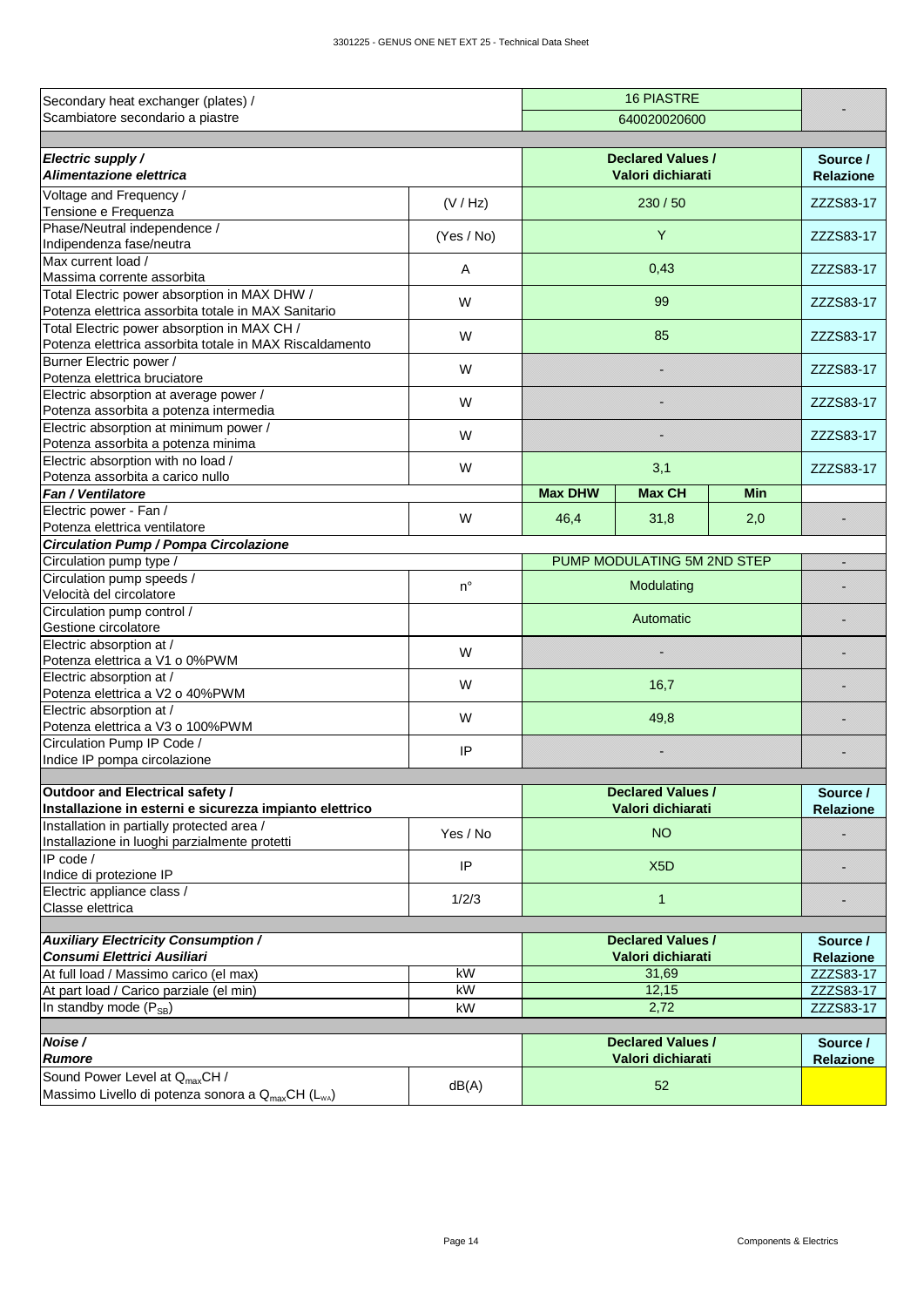| Secondary heat exchanger (plates) / Scambiatore secondario a piastre | | 16 PIASTRE<br>640020020600 | | | - |
|---|---|---|---|---|---|
| | | | | | |
| ***Electric supply / Alimentazione elettrica*** | | **Declared Values / Valori dichiarati** | | | **Source / Relazione** |
| Voltage and Frequency / Tensione e Frequenza | (V / Hz) | 230 / 50 | | | ZZZS83-17 |
| Phase/Neutral independence / Indipendenza fase/neutra | (Yes / No) | Y | | | ZZZS83-17 |
| Max current load / Massima corrente assorbita | A | 0,43 | | | ZZZS83-17 |
| Total Electric power absorption in MAX DHW / Potenza elettrica assorbita totale in MAX Sanitario | W | 99 | | | ZZZS83-17 |
| Total Electric power absorption in MAX CH / Potenza elettrica assorbita totale in MAX Riscaldamento | W | 85 | | | ZZZS83-17 |
| Burner Electric power / Potenza elettrica bruciatore | W | - | | | ZZZS83-17 |
| Electric absorption at average power / Potenza assorbita a potenza intermedia | W | - | | | ZZZS83-17 |
| Electric absorption at minimum power / Potenza assorbita a potenza minima | W | - | | | ZZZS83-17 |
| Electric absorption with no load / Potenza assorbita a carico nullo | W | 3,1 | | | ZZZS83-17 |
| ***Fan / Ventilatore*** | | **Max DHW** | **Max CH** | **Min** | |
| Electric power - Fan / Potenza elettrica ventilatore | W | 46,4 | 31,8 | 2,0 | - |
| ***Circulation Pump / Pompa Circolazione*** | | | | | |
| Circulation pump type / | | PUMP MODULATING 5M 2ND STEP | | | - |
| Circulation pump speeds / Velocità del circolatore | n° | Modulating | | | - |
| Circulation pump control / Gestione circolatore | | Automatic | | | - |
| Electric absorption at / Potenza elettrica a V1 o 0%PWM | W | - | | | - |
| Electric absorption at / Potenza elettrica a V2 o 40%PWM | W | 16,7 | | | - |
| Electric absorption at / Potenza elettrica a V3 o 100%PWM | W | 49,8 | | | - |
| Circulation Pump IP Code / Indice IP pompa circolazione | IP | - | | | - |
| | | | | | |
| **Outdoor and Electrical safety / Installazione in esterni e sicurezza impianto elettrico** | | **Declared Values / Valori dichiarati** | | | **Source / Relazione** |
| Installation in partially protected area / Installazione in luoghi parzialmente protetti | Yes / No | NO | | | - |
| IP code / Indice di protezione IP | IP | X5D | | | - |
| Electric appliance class / Classe elettrica | 1/2/3 | 1 | | | - |
| | | | | | |
| ***Auxiliary Electricity Consumption / Consumi Elettrici Ausiliari*** | | **Declared Values / Valori dichiarati** | | | **Source / Relazione** |
| At full load / Massimo carico (el max) | kW | 31,69 | | | ZZZS83-17 |
| At part load / Carico parziale (el min) | kW | 12,15 | | | ZZZS83-17 |
| In standby mode ($P_{SB}$) | kW | 2,72 | | | ZZZS83-17 |
| | | | | | |
| ***Noise / Rumore*** | | **Declared Values / Valori dichiarati** | | | **Source / Relazione** |
| Sound Power Level at $Q_{max}$CH / Massimo Livello di potenza sonora a $Q_{max}$CH ($L_{WA}$) | dB(A) | 52 | | | |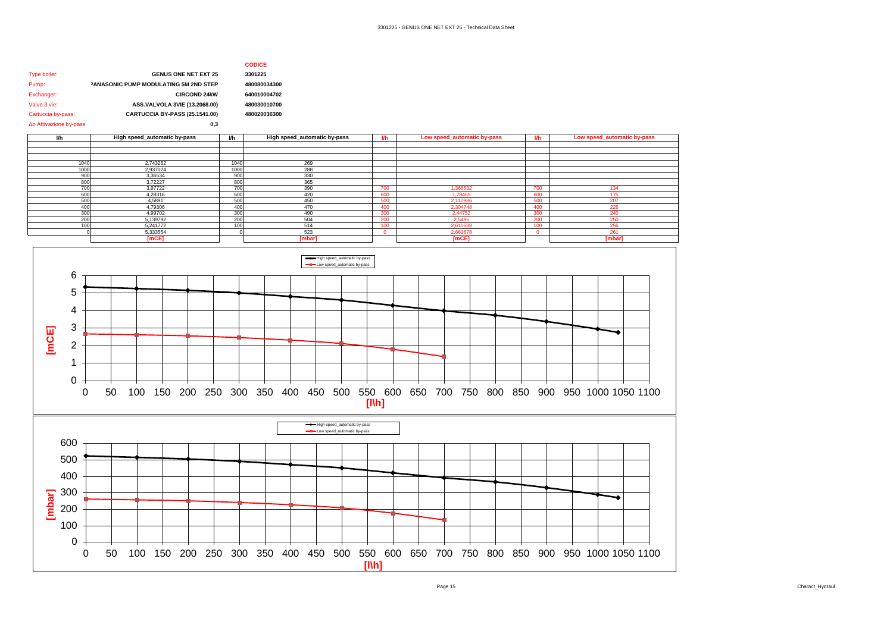| | | CODICE |
|---|---|---|
| Type boiler: | GENUS ONE NET EXT 25 | 3301225 |
| Pump: | PANASONIC PUMP MODULATING 5M 2ND STEP | 480080034300 |
| Exchanger: | CIRCOND 24kW | 640010004702 |
| Valve 3 vie: | ASS.VALVOLA 3VIE (13.2068.00) | 480030010700 |
| Cartuccia by-pass: | CARTUCCIA BY-PASS (25.1541.00) | 480020036300 |
| Δp Attivazione by-pass | 0,3 | |

| l/h | High speed_automatic by-pass | l/h | High speed_automatic by-pass | l/h | Low speed_automatic by-pass | l/h | Low speed_automatic by-pass |
|---|---|---|---|---|---|---|---|
| 1040 | 2,743262 | 1040 | 269 | | | | |
| 1000 | 2,937024 | 1000 | 288 | | | | |
| 900 | 3,36534 | 900 | 330 | | | | |
| 800 | 3,72227 | 800 | 365 | | | | |
| 700 | 3,97722 | 700 | 390 | 700 | 1,366532 | 700 | 134 |
| 600 | 4,28316 | 600 | 420 | 600 | 1,78465 | 600 | 175 |
| 500 | 4,5891 | 500 | 450 | 500 | 2,110986 | 500 | 207 |
| 400 | 4,79306 | 400 | 470 | 400 | 2,304748 | 400 | 226 |
| 300 | 4,99702 | 300 | 490 | 300 | 2,44752 | 300 | 240 |
| 200 | 5,139792 | 200 | 504 | 200 | 2,5495 | 200 | 250 |
| 100 | 5,241772 | 100 | 514 | 100 | 2,610688 | 100 | 256 |
| 0 | 5,333554 | 0 | 523 | 0 | 2,661678 | 0 | 261 |
| | [mCE] | | [mbar] | | [mCE] | | [mbar] |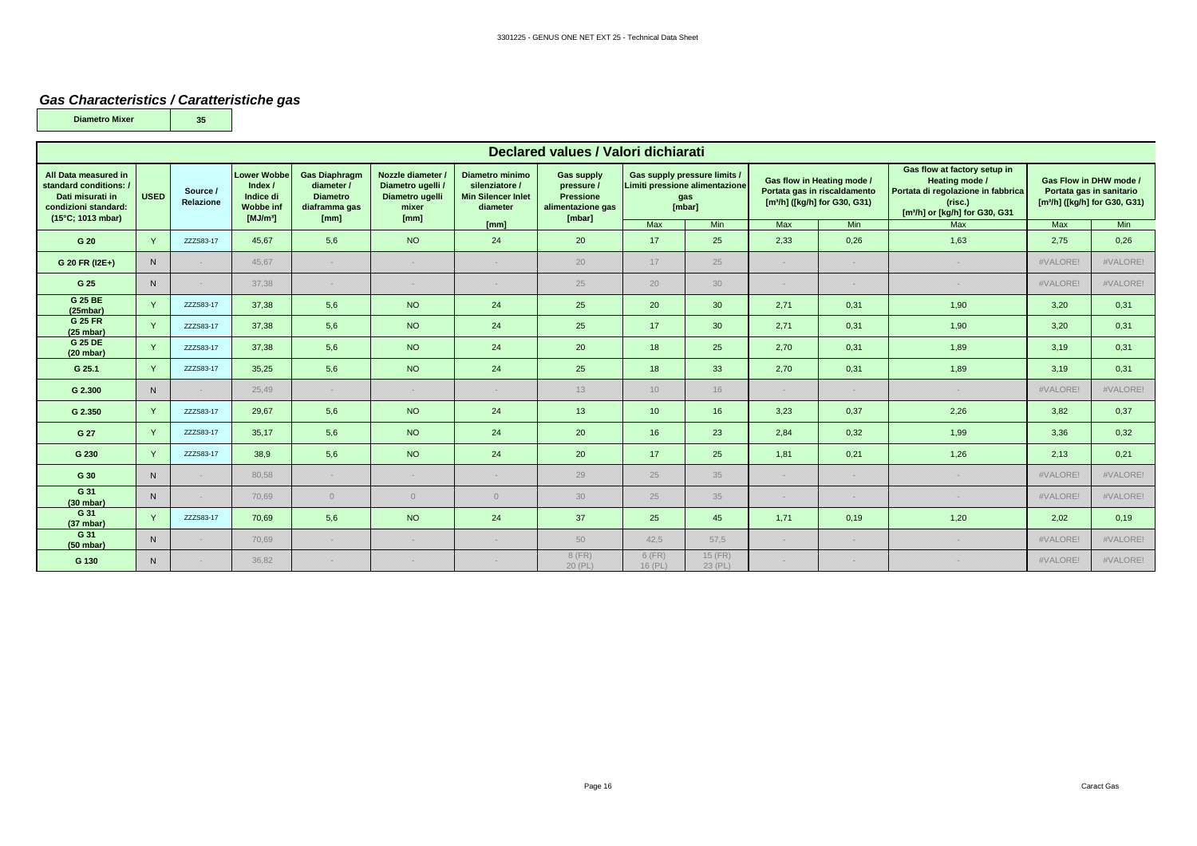## *Gas Characteristics / Caratteristiche gas*

| Diametro Mixer | 35 |
|---|---|

| Declared values / Valori dichiarati | | | | | | | | | | | | | | | |
|---|---|---|---|---|---|---|---|---|---|---|---|---|---|---|---|
| All Data measured in standard conditions: / Dati misurati in condizioni standard: (15°C; 1013 mbar) | USED | Source / Relazione | Lower Wobbe Index / Indice di Wobbe inf [MJ/m³] | Gas Diaphragm diameter / Diametro diaframma gas [mm] | Nozzle diameter / Diametro ugelli / Diametro ugelli mixer [mm] | Diametro minimo silenziatore / Min Silencer Inlet diameter [mm] | Gas supply pressure / Pressione alimentazione gas [mbar] | Gas supply pressure limits / Limiti pressione alimentazione gas [mbar] | | Gas flow in Heating mode / Portata gas in riscaldamento [m³/h] ([kg/h] for G30, G31) | | Gas flow at factory setup in Heating mode / Portata di regolazione in fabbrica (risc.) [m³/h] or [kg/h] for G30, G31 | Gas Flow in DHW mode / Portata gas in sanitario [m³/h] ([kg/h] for G30, G31) | |
| | | | | | | | | Max | Min | Max | Min | Max | Max | Min |
| G 20 | Y | ZZZS83-17 | 45,67 | 5,6 | NO | 24 | 20 | 17 | 25 | 2,33 | 0,26 | 1,63 | 2,75 | 0,26 |
| G 20 FR (I2E+) | N | - | 45,67 | - | - | - | 20 | 17 | 25 | - | - | - | #VALORE! | #VALORE! |
| G 25 | N | - | 37,38 | - | - | - | 25 | 20 | 30 | - | - | - | #VALORE! | #VALORE! |
| G 25 BE (25mbar) | Y | ZZZS83-17 | 37,38 | 5,6 | NO | 24 | 25 | 20 | 30 | 2,71 | 0,31 | 1,90 | 3,20 | 0,31 |
| G 25 FR (25 mbar) | Y | ZZZS83-17 | 37,38 | 5,6 | NO | 24 | 25 | 17 | 30 | 2,71 | 0,31 | 1,90 | 3,20 | 0,31 |
| G 25 DE (20 mbar) | Y | ZZZS83-17 | 37,38 | 5,6 | NO | 24 | 20 | 18 | 25 | 2,70 | 0,31 | 1,89 | 3,19 | 0,31 |
| G 25.1 | Y | ZZZS83-17 | 35,25 | 5,6 | NO | 24 | 25 | 18 | 33 | 2,70 | 0,31 | 1,89 | 3,19 | 0,31 |
| G 2.300 | N | - | 25,49 | - | - | - | 13 | 10 | 16 | - | - | - | #VALORE! | #VALORE! |
| G 2.350 | Y | ZZZS83-17 | 29,67 | 5,6 | NO | 24 | 13 | 10 | 16 | 3,23 | 0,37 | 2,26 | 3,82 | 0,37 |
| G 27 | Y | ZZZS83-17 | 35,17 | 5,6 | NO | 24 | 20 | 16 | 23 | 2,84 | 0,32 | 1,99 | 3,36 | 0,32 |
| G 230 | Y | ZZZS83-17 | 38,9 | 5,6 | NO | 24 | 20 | 17 | 25 | 1,81 | 0,21 | 1,26 | 2,13 | 0,21 |
| G 30 | N | - | 80,58 | - | - | - | 29 | 25 | 35 | - | - | - | #VALORE! | #VALORE! |
| G 31 (30 mbar) | N | - | 70,69 | 0 | 0 | 0 | 30 | 25 | 35 | - | - | - | #VALORE! | #VALORE! |
| G 31 (37 mbar) | Y | ZZZS83-17 | 70,69 | 5,6 | NO | 24 | 37 | 25 | 45 | 1,71 | 0,19 | 1,20 | 2,02 | 0,19 |
| G 31 (50 mbar) | N | - | 70,69 | - | - | - | 50 | 42,5 | 57,5 | - | - | - | #VALORE! | #VALORE! |
| G 130 | N | - | 36,82 | - | - | - | 8 (FR) 20 (PL) | 6 (FR) 16 (PL) | 15 (FR) 23 (PL) | - | - | - | #VALORE! | #VALORE! |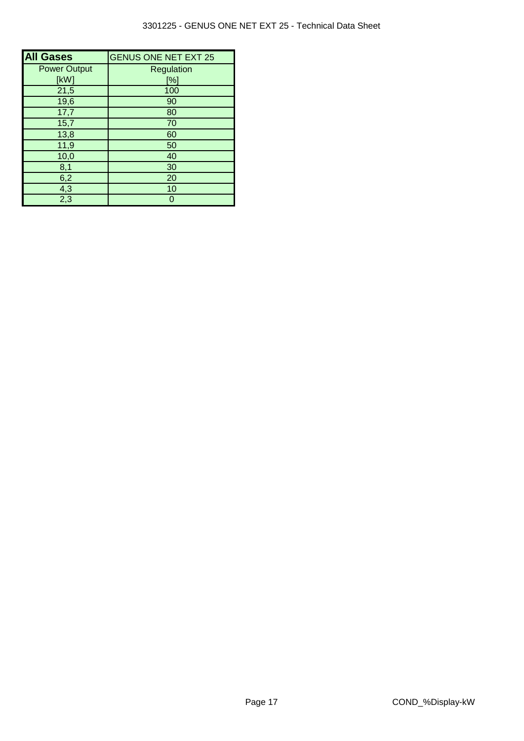| All Gases | GENUS ONE NET EXT 25 |
|---|---|
| Power Output [kW] | Regulation [%] |
| 21,5 | 100 |
| 19,6 | 90 |
| 17,7 | 80 |
| 15,7 | 70 |
| 13,8 | 60 |
| 11,9 | 50 |
| 10,0 | 40 |
| 8,1 | 30 |
| 6,2 | 20 |
| 4,3 | 10 |
| 2,3 | 0 |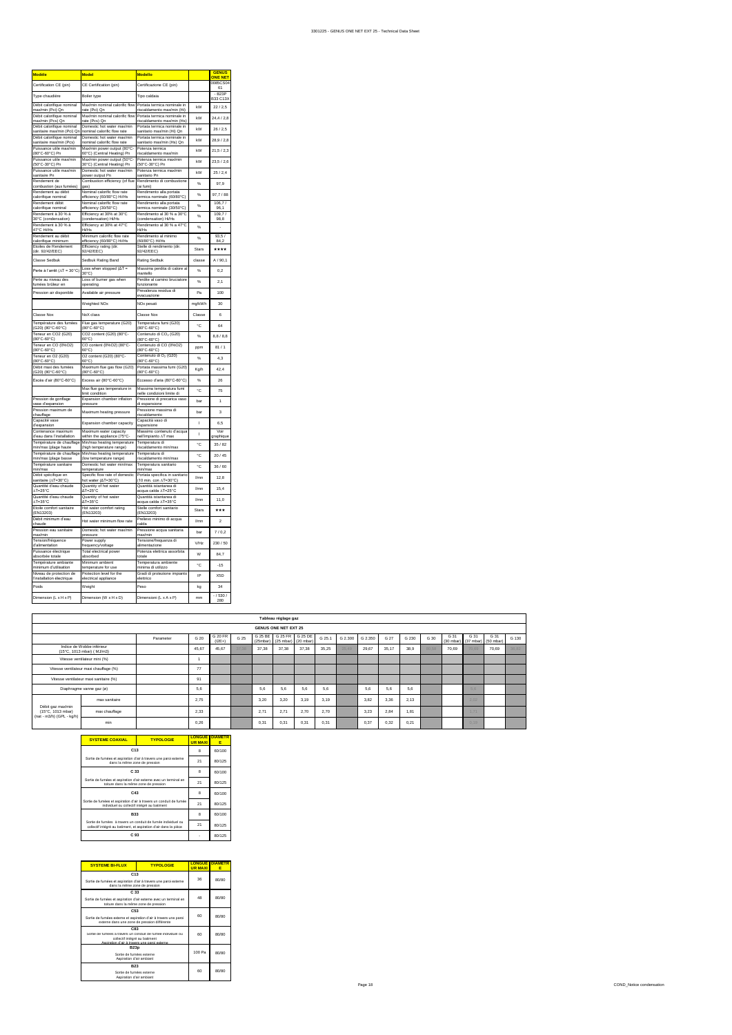| Modèle | Model | Modello | | GENUS ONE NET |
|---|---|---|---|---|
| Certification CE (pin) | CE Certification (pin) | Certificazione CE (pin) | | 0085CS0461 |
| Type chaudière | Boiler type | Tipo caldaia | | - B23P B33 C13X |
| Débit calorifique nominal max/min (Pci) Qn | Max/min nominal calorific flow rate (Pci) Qn | Portata termica nominale in riscaldamento max/min (Hi) | kW | 22 / 2,5 |
| Débit calorifique nominal max/min (Pcs) Qn | Max/min nominal calorific flow rate (Pcs) Qn | Portata termica nominale in riscaldamento max/min (Hs) | kW | 24,4 / 2,8 |
| Débit calorifique nominal sanitaire max/min (Pci) Qn | Domestic hot water max/min nominal calorific flow rate | Portata termica nominale in sanitario max/min (Hi) Qn | kW | 26 / 2,5 |
| Débit calorifique nominal sanitaire max/min (Pcs) | Domestic hot water max/min nominal calorific flow rate | Portata termica nominale in sanitario max/min (Hs) Qn | kW | 28,9 / 2,8 |
| Puissance utile max/min (80°C-60°C) Pn | Max/min power output (80°C-60°C) (Central Heating) Pn | Potenza termica riscaldamento max/min | kW | 21,5 / 2,3 |
| Puissance utile max/min (50°C-30°C) Pn | Max/min power output (50°C-30°C) (Central Heating) Pn | Potenza termica max/min (50°C-30°C) Pn | kW | 23,5 / 2,6 |
| Puissance utile max/min sanitaire Pn | Domestic hot water max/min power output Pn | Potenza termica max/min sanitario Pn | kW | 25 / 2,4 |
| Rendement de combustion (aux fumées) | Combustion efficiency (of flue gas) | Rendimento di combustione (ai fumi) | % | 97,9 |
| Rendement au débit calorifique nominal | Nominal calorific flow rate efficiency (60/80°C) Hi/Hs | Rendimento alla portata termica nominale (60/80°C) | % | 97,7 / 88 |
| Rendement débit calorifique nominal | Nominal calorific flow rate efficiency (30/50°C) | Rendimento alla portata termica nominale (30/50°C) | % | 106,7 / 96,1 |
| Rendement à 30 % à 30°C (condensation) | Efficiency at 30% at 30°C (condensation) Hi/Hs | Rendimento al 30 % a 30°C (condensazione) Hi/Hs | % | 109,7 / 98,8 |
| Rendement à 30 % à 47°C Hi/Hs | Efficiency at 30% at 47°C Hi/Hs | Rendimento al 30 % a 47°C Hi/Hs | % | - |
| Rendement au débit calorifique minimum | Minimum calorific flow rate efficiency (60/80°C) Hi/Hs | Rendimento al minimo (60/80°C) Hi/Hs | % | 93,5 / 84,2 |
| Etoiles de Rendement (dir. 92/42/EEC) | Efficiency rating (dir. 92/42/EEC) | Stelle di rendimento (dir. 92/42/EEC) | Stars | ★★★★ |
| Classe Sedbuk | Sedbuk Rating Band | Rating Sedbuk | classe | A / 90,1 |
| Perte à l'arrêt (ΔT = 30°C) | Loss when stopped (ΔT = 30°C) | Massima perdita di calore al mantello | % | 0,2 |
| Perte au niveau des fumées brûleur en | Loss of burner gas when operating | Perdite al camino bruciatore funzionante | % | 2,1 |
| Pression air disponible | Available air pressure | Prevalenza residua di evacuazione | Pa | 100 |
| | Weighted NOx | NOx pesati | mg/kWh | 30 |
| Classe Nox | NoX class | Classe Nox | Classe | 6 |
| Température des fumées (G20) (80°C-60°C) | Flue gas temperature (G20) (80°C-60°C) | Temperatura fumi (G20) (80°C-60°C) | °C | 64 |
| Teneur en CO2 (G20) (80°C-60°C) | CO2 content (G20) (80°C-60°C) | Contenuto di $CO_2$ (G20) (80°C-60°C) | % | 8,8 / 8,8 |
| Teneur en CO (0%O2) (80°C-60°C) | CO content (0%O2) (80°C-60°C) | Contenuto di CO (0%O2) (80°C-60°C) | ppm | 81 / 1 |
| Teneur en O2 (G20) (80°C-60°C) | O2 content (G20) (80°C-60°C) | Contenuto di $O_2$ (G20) (80°C-60°C) | % | 4,3 |
| Débit maxi des fumées (G20) (80°C-60°C) | Maximum flue gas flow (G20) (80°C-60°C) | Portata massima fumi (G20) (80°C-60°C) | Kg/h | 42,4 |
| Excès d'air (80°C-60°C) | Excess air (80°C-60°C) | Eccesso d'aria (80°C-60°C) | % | 26 |
| | Max flue gas temperature in limit condition | Massima temperatura fumi nelle condizioni limite di | °C | 75 |
| Pression de gonflage vase d'expansion | Expansion chamber inflation pressure | Pressione di precarica vaso di espansione | bar | 1 |
| Pression maximum de chauffage | Maximum heating pressure | Pressione massima di riscaldamento | bar | 3 |
| Capacité vase d'expansion | Expansion chamber capacity | Capacità vaso di espansione | l | 6,5 |
| Contenance maximum d'eau dans l'installation | Maximum water capacity within the appliance (75°C- | Massimo contenuto d'acqua nell'impianto ΔT max | l | Voir graphique |
| Température de chauffage min/max (plage haute | Min/max heating temperature (high temperature range) | Temperatura di riscaldamento min/max | °C | 35 / 82 |
| Température de chauffage min/max (plage basse | Min/max heating temperature (low temperature range) | Temperatura di riscaldamento min/max | °C | 20 / 45 |
| Température sanitaire min/max | Domestic hot water min/max temperature | Temperatura sanitario min/max | °C | 36 / 60 |
| Débit spécifique en sanitaire (ΔT=30°C) | Specific flow rate of domestic hot water (ΔT=30°C) | Portata specifica in sanitario (10 min. con ΔT=30°C) | l/mn | 12,8 |
| Quantité d'eau chaude ΔT=25°C | Quantity of hot water ΔT=25°C | Quantità istantanea di acqua calda ΔT=25°C | l/mn | 15,4 |
| Quantité d'eau chaude ΔT=35°C | Quantity of hot water ΔT=35°C | Quantità istantanea di acqua calda ΔT=35°C | l/mn | 11,0 |
| Etoile comfort sanitaire (EN13203) | Hot water comfort rating (EN13203) | Stelle comfort sanitario (EN13203) | Stars | ★★★ |
| Débit minimum d'eau chaude | Hot water minimum flow rate | Prelievo minimo di acqua calda | l/mn | 2 |
| Pression eau sanitaire max/min | Domestic hot water max/min pressure | Pressione acqua sanitaria max/min | bar | 7 / 0,2 |
| Tension/fréquence d'alimentation | Power supply frequency/voltage | Tensione/frequenza di alimentazione | V/Hz | 230 / 50 |
| Puissance électrique absorbée totale | Total electrical power absorbed | Potenza elettrica assorbita totale | W | 84,7 |
| Température ambiante minimum d'utilisation | Minimum ambient temperature for use | Temperatura ambiente minima di utilizzo | °C | -15 |
| Niveau de protection de l'installation électrique | Protection level for the electrical appliance | Gradi di protezione impianto elettrico | IP | X5D |
| Poids | Weight | Peso | kg | 34 |
| Dimension (L x H x P) | Dimension (W x H x D) | Dimensioni (L x A x P) | mm | - / 530 / 280 |

**Tableau réglage gaz**

**GENUS ONE NET EXT 25**

| | | Parameter | G 20 | G 20 FR (I2E+) | G 25 | G 25 BE (25mbar) | G 25 FR (25 mbar) | G 25 DE (20 mbar) | G 25.1 | G 2.300 | G 2.350 | G 27 | G 230 | G 30 | G 31 (30 mbar) | G 31 (37 mbar) | G 31 (50 mbar) | G 130 |
|---|---|---|---|---|---|---|---|---|---|---|---|---|---|---|---|---|---|---|
| Indice de Wobbie inférieur (15°C, 1013 mbar) ( MJ/m3) | | | 45,67 | 45,67 | 37,38 | 37,38 | 37,38 | 37,38 | 35,25 | 25,43 | 29,67 | 35,17 | 38,9 | 80,58 | 70,69 | 70,69 | 70,69 | 30,22 |
| Vitesse ventilateur mini (%) | | | 1 | | | | | | | | | | | | | | | |
| Vitesse ventilateur maxi chauffage (%) | | | 77 | | | | | | | | | | | | | | | |
| Vitesse ventilateur maxi sanitaire (%) | | | 91 | | | | | | | | | | | | | | | |
| Diaphragme vanne gaz (ø) | | | 5,6 | | | 5,6 | 5,6 | 5,6 | 5,6 | | 5,6 | 5,6 | 5,6 | | | 5,6 | | |
| Débit gaz max/min (15°C, 1013 mbar) (nat - m3/h) (GPL - kg/h) | max sanitaire | | 2,75 | | | 3,20 | 3,20 | 3,19 | 3,19 | | 3,62 | 3,36 | 2,13 | | | 2,02 | | |
| | max chauffage | | 2,33 | | | 2,71 | 2,71 | 2,70 | 2,70 | | 3,23 | 2,84 | 1,81 | | | 1,71 | | |
| | min | | 0,26 | | | 0,31 | 0,31 | 0,31 | 0,31 | | 0,37 | 0,32 | 0,21 | | | 0,19 | | |

| SYSTEME COAXIAL | TYPOLOGIE | LONGUEUR MAXI | DIAMETRE |
|---|---|---|---|
| C13 | | 8 | 60/100 |
| Sortie de fumées et aspiration d'air à travers une paroi externe dans la même zone de pression | | 21 | 80/125 |
| C 33 | | 8 | 60/100 |
| Sortie de fumées et aspiration d'air externe avec un terminal en toiture dans la même zone de pression | | 21 | 80/125 |
| C43 | | 8 | 60/100 |
| Sortie de fumées et aspiration d'air à travers un conduit de fumée individuel ou collectif intégré au batiment | | 21 | 80/125 |
| B33 | | 8 | 60/100 |
| Sortie de fumées à travers un conduit de fumée individuel ou collectif intégré au batiment, et aspiration d'air dans la pièce | | 21 | 80/125 |
| C 93 | | - | 80/125 |

| SYSTEME BI-FLUX | TYPOLOGIE | LONGUEUR MAXI | DIAMETRE |
|---|---|---|---|
| C13 Sortie de fumées et aspiration d'air à travers une paroi externe dans la même zone de pression | | 36 | 80/80 |
| C 33 Sortie de fumées et aspiration d'air externe avec un terminal en toiture dans la même zone de pression | | 48 | 80/80 |
| C53 Sortie de fumées externe et aspiration d'air à travers une paroi externe dans une zone de pression différente | | 60 | 80/80 |
| C83 Sortie de fumées à travers un conduit de fumée individuel ou collectif intégré au batiment Aspiration d'air à travers une paroi externe | | 60 | 80/80 |
| B23p Sortie de fumées externe Aspiration d'air ambiant | | 100 Pa | 80/80 |
| B23 Sortie de fumées externe Aspiration d'air ambiant | | 60 | 80/80 |